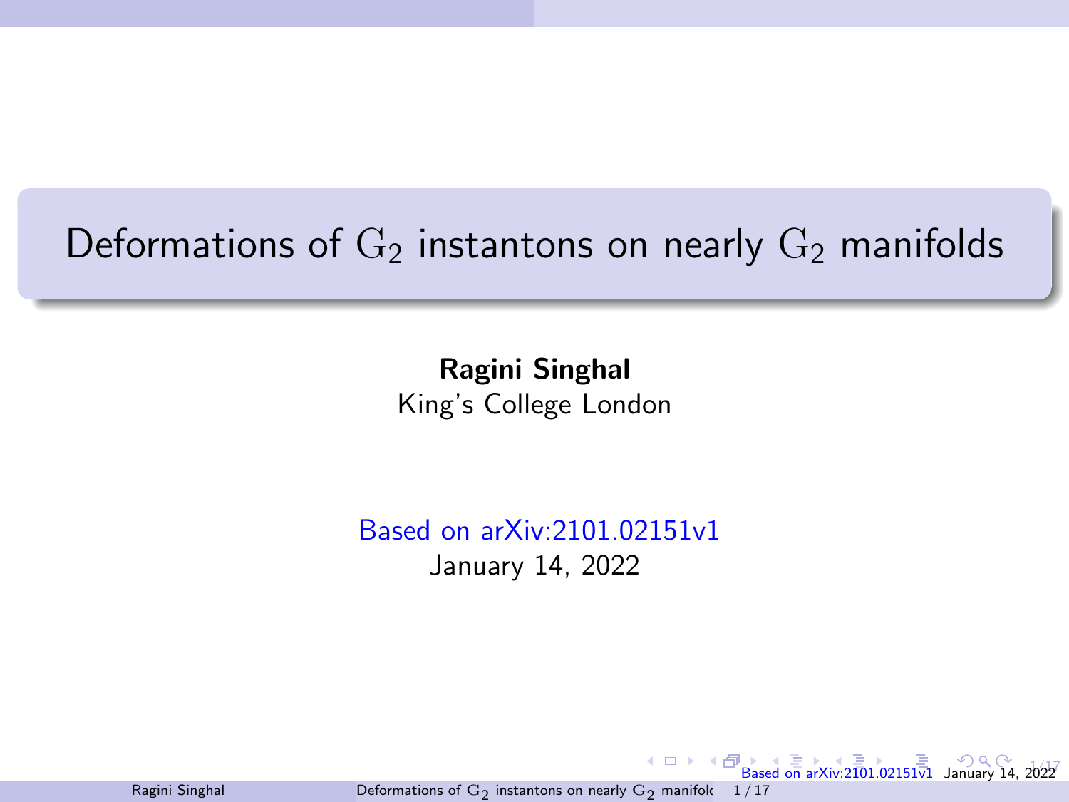# Deformations of $\mathrm{G}_2$ instantons on nearly $\mathrm{G}_2$ manifolds

**Ragini Singhal**
King's College London

Based on arXiv:2101.02151v1
January 14, 2022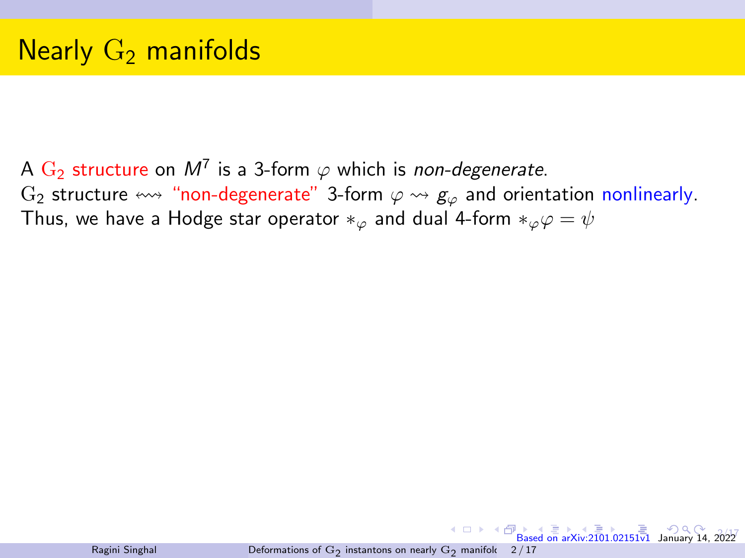# Nearly $\mathrm{G}_2$ manifolds

A $\mathrm{G}_2$ structure on $M^7$ is a 3-form $\varphi$ which is *non-degenerate*.
$\mathrm{G}_2$ structure $\leftrightsquigarrow$ "non-degenerate" 3-form $\varphi \rightsquigarrow g_\varphi$ and orientation nonlinearly.
Thus, we have a Hodge star operator $*_\varphi$ and dual 4-form $*_\varphi\varphi = \psi$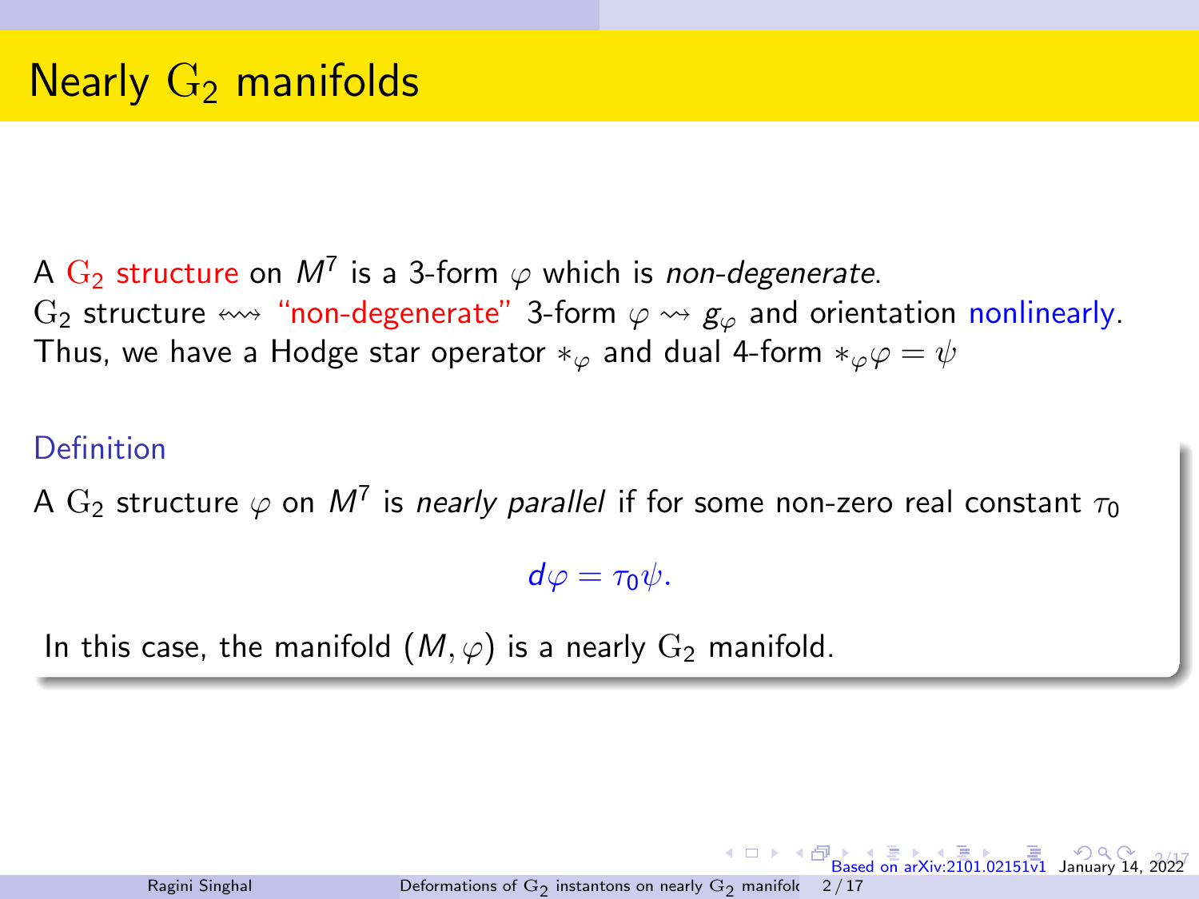# Nearly $\mathrm{G}_2$ manifolds

A $\mathrm{G}_2$ structure on $M^7$ is a 3-form $\varphi$ which is *non-degenerate*.
$\mathrm{G}_2$ structure $\leftrightsquigarrow$ "non-degenerate" 3-form $\varphi \rightsquigarrow g_\varphi$ and orientation nonlinearly.
Thus, we have a Hodge star operator $*_\varphi$ and dual 4-form $*_\varphi \varphi = \psi$

**Definition**

A $\mathrm{G}_2$ structure $\varphi$ on $M^7$ is *nearly parallel* if for some non-zero real constant $\tau_0$

$$d\varphi = \tau_0 \psi.$$

In this case, the manifold $(M, \varphi)$ is a nearly $\mathrm{G}_2$ manifold.

Based on arXiv:2101.02151v1 January 14, 2022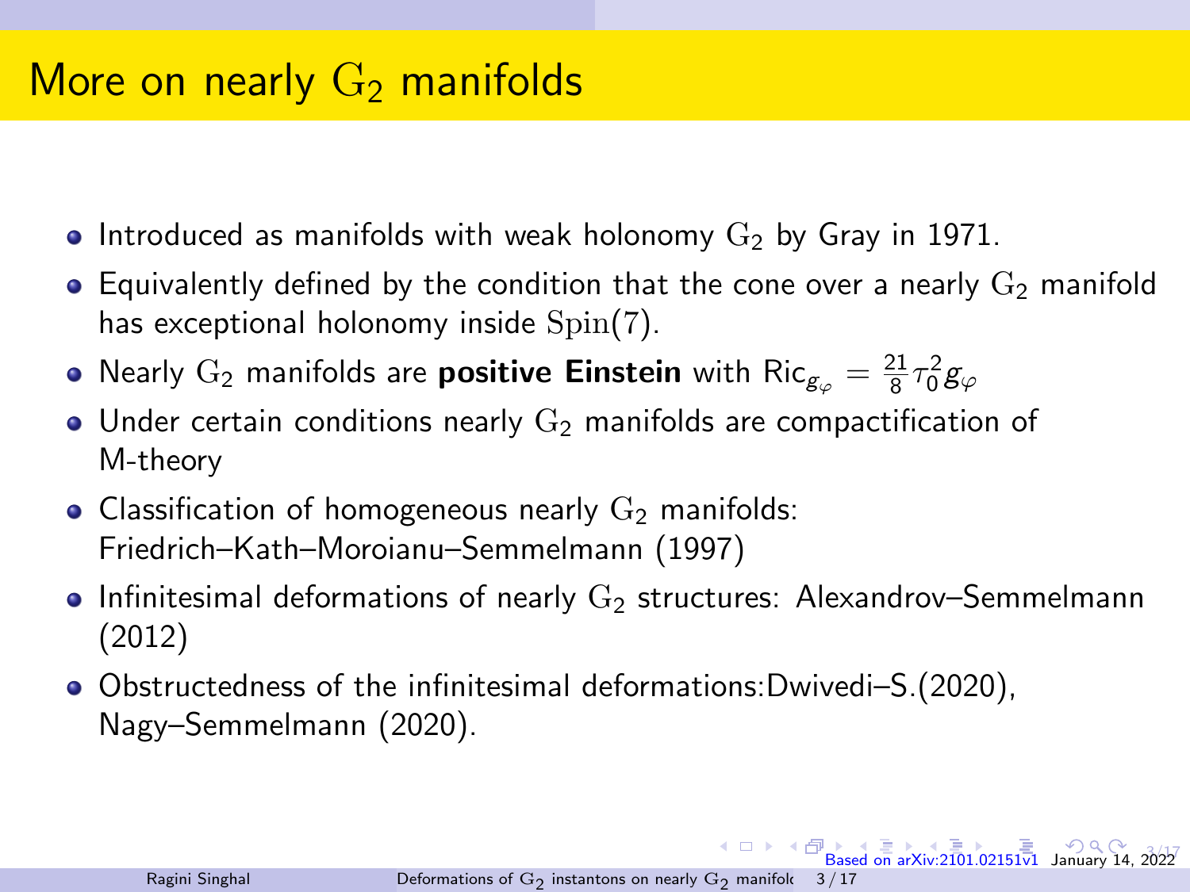# More on nearly $\mathrm{G}_2$ manifolds

- Introduced as manifolds with weak holonomy $\mathrm{G}_2$ by Gray in 1971.
- Equivalently defined by the condition that the cone over a nearly $\mathrm{G}_2$ manifold has exceptional holonomy inside $\mathrm{Spin}(7)$.
- Nearly $\mathrm{G}_2$ manifolds are **positive Einstein** with $\mathrm{Ric}_{g_\varphi} = \frac{21}{8}\tau_0^2 g_\varphi$
- Under certain conditions nearly $\mathrm{G}_2$ manifolds are compactification of M-theory
- Classification of homogeneous nearly $\mathrm{G}_2$ manifolds: Friedrich–Kath–Moroianu–Semmelmann (1997)
- Infinitesimal deformations of nearly $\mathrm{G}_2$ structures: Alexandrov–Semmelmann (2012)
- Obstructedness of the infinitesimal deformations:Dwivedi–S.(2020), Nagy–Semmelmann (2020).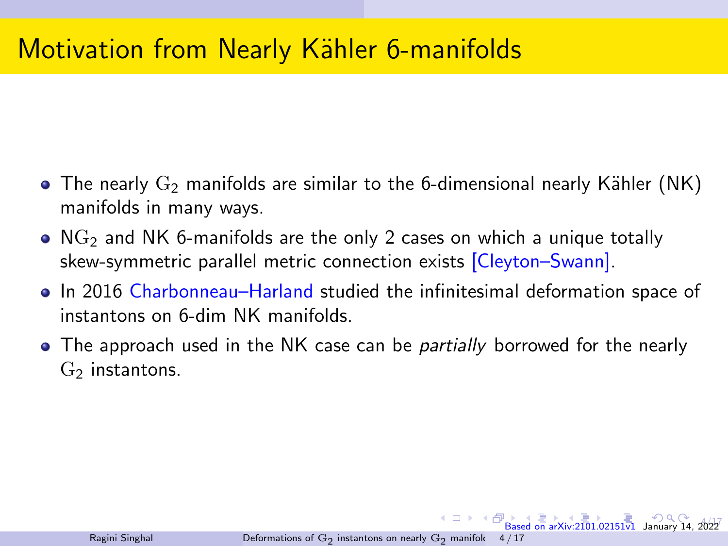# Motivation from Nearly Kähler 6-manifolds

- The nearly $\mathrm{G}_2$ manifolds are similar to the 6-dimensional nearly Kähler (NK) manifolds in many ways.
- $\mathrm{NG}_2$ and NK 6-manifolds are the only 2 cases on which a unique totally skew-symmetric parallel metric connection exists [Cleyton–Swann].
- In 2016 Charbonneau–Harland studied the infinitesimal deformation space of instantons on 6-dim NK manifolds.
- The approach used in the NK case can be *partially* borrowed for the nearly $\mathrm{G}_2$ instantons.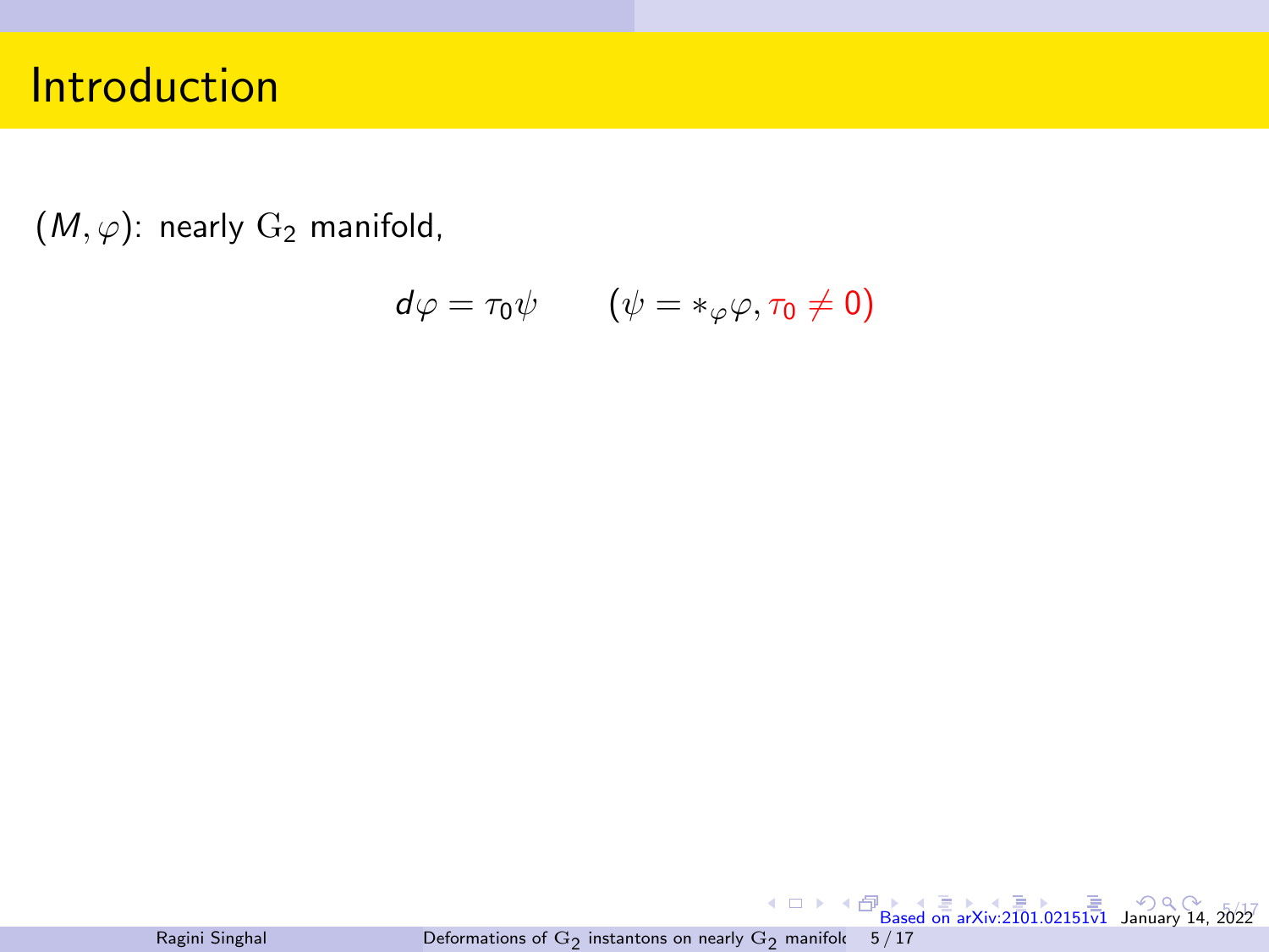# Introduction

$(M, \varphi)$: nearly $\mathrm{G}_2$ manifold,

$$d\varphi = \tau_0 \psi \qquad (\psi = *_\varphi \varphi, \tau_0 \neq 0)$$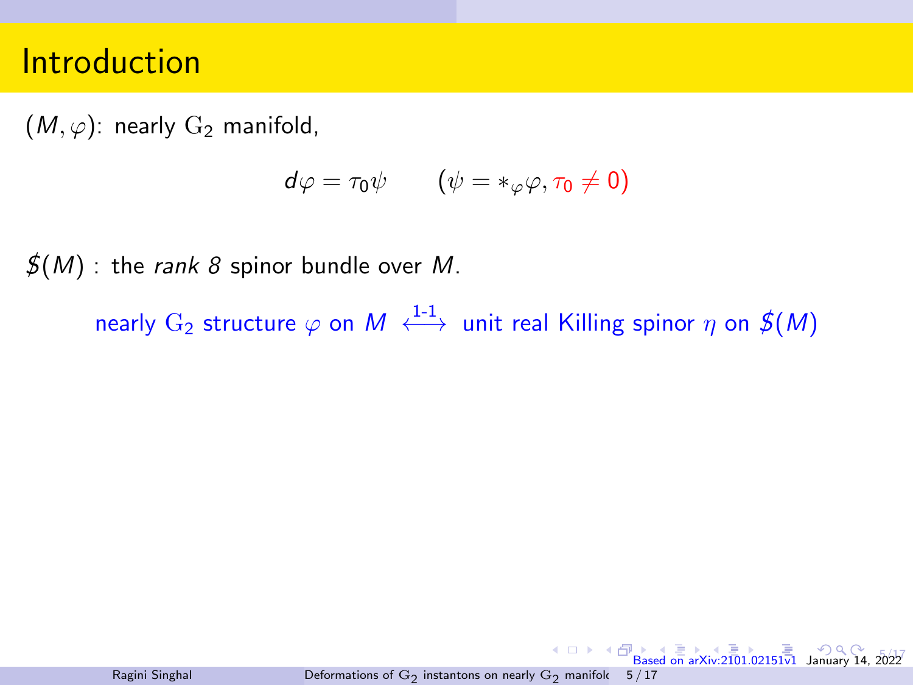# Introduction

$(M, \varphi)$: nearly $\mathrm{G}_2$ manifold,

$$d\varphi = \tau_0 \psi \qquad (\psi = *_\varphi \varphi, \tau_0 \neq 0)$$

$\$(M)$ : the *rank 8* spinor bundle over $M$.

nearly $\mathrm{G}_2$ structure $\varphi$ on $M \overset{\text{1-1}}{\longleftrightarrow}$ unit real Killing spinor $\eta$ on $\$(M)$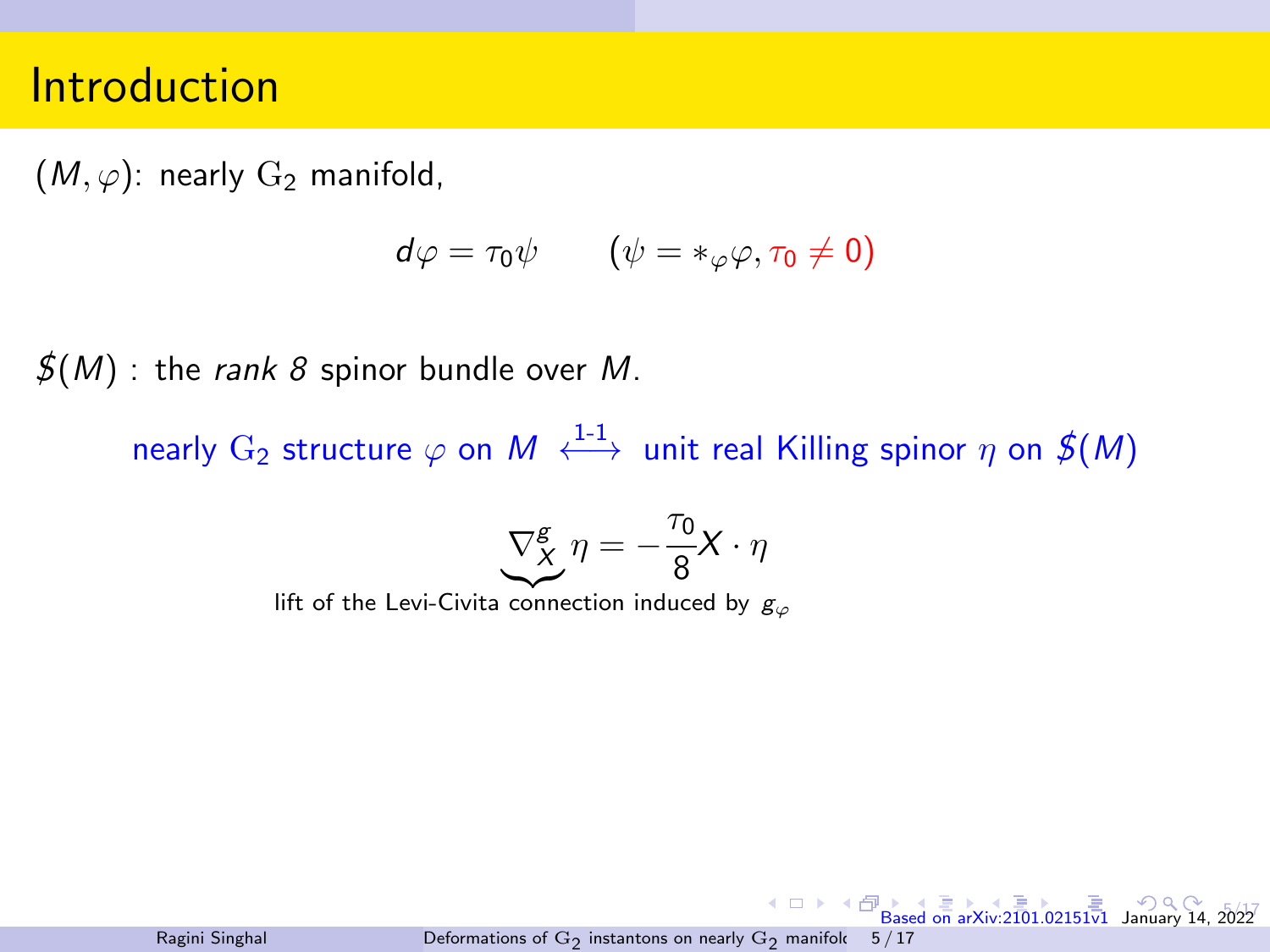# Introduction

$(M, \varphi)$: nearly $\mathrm{G}_2$ manifold,

$$d\varphi = \tau_0 \psi \qquad (\psi = *_\varphi \varphi, \tau_0 \neq 0)$$

$\$(M)$ : the *rank 8* spinor bundle over $M$.

nearly $\mathrm{G}_2$ structure $\varphi$ on $M \overset{\text{1-1}}{\longleftrightarrow}$ unit real Killing spinor $\eta$ on $\$(M)$

$$\underbrace{\nabla^g_X}_{\text{lift of the Levi-Civita connection induced by } g_\varphi} \eta = -\frac{\tau_0}{8} X \cdot \eta$$

Based on arXiv:2101.02151v1 January 14, 2022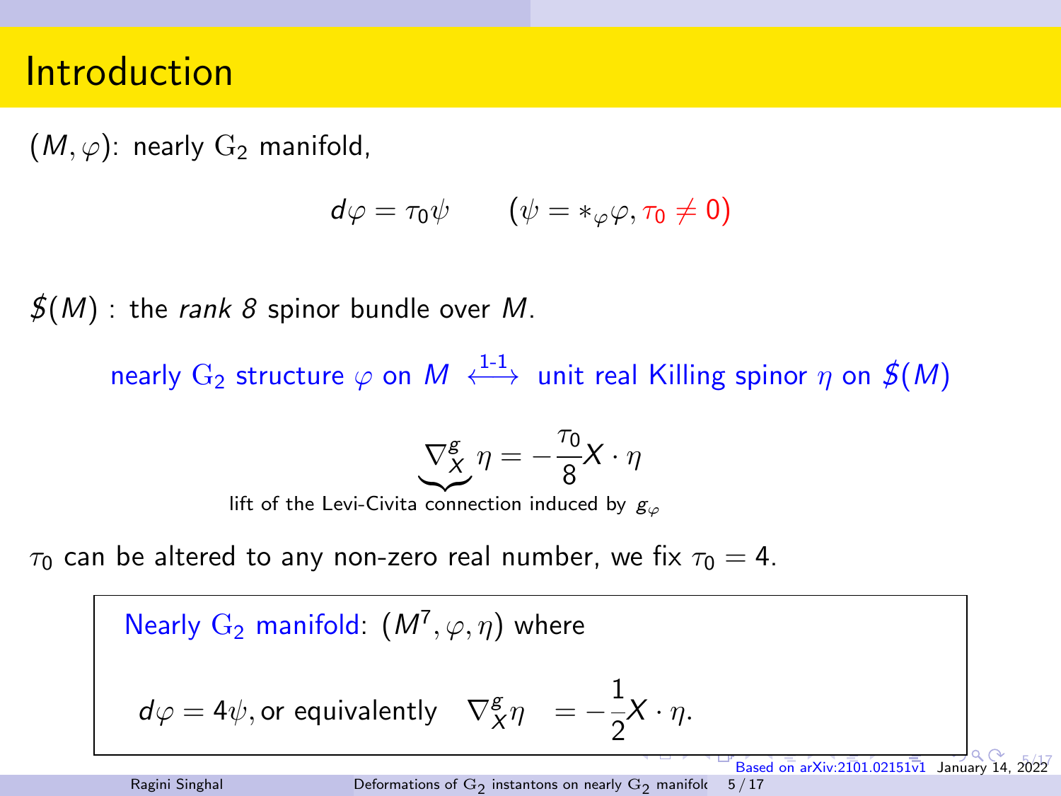# Introduction

$(M, \varphi)$: nearly $\mathrm{G}_2$ manifold,

$$d\varphi = \tau_0 \psi \qquad (\psi = *_\varphi \varphi, \tau_0 \neq 0)$$

$\$(M)$ : the *rank 8* spinor bundle over $M$.

nearly $\mathrm{G}_2$ structure $\varphi$ on $M$ $\overset{\text{1-1}}{\longleftrightarrow}$ unit real Killing spinor $\eta$ on $\$(M)$

$$\underbrace{\nabla^g_X}_{\text{lift of the Levi-Civita connection induced by } g_\varphi} \eta = -\frac{\tau_0}{8} X \cdot \eta$$

$\tau_0$ can be altered to any non-zero real number, we fix $\tau_0 = 4$.

> Nearly $\mathrm{G}_2$ manifold: $(M^7, \varphi, \eta)$ where
>
> $$d\varphi = 4\psi, \text{or equivalently} \quad \nabla^g_X \eta = -\frac{1}{2} X \cdot \eta.$$

Based on arXiv:2101.02151v1 January 14, 2022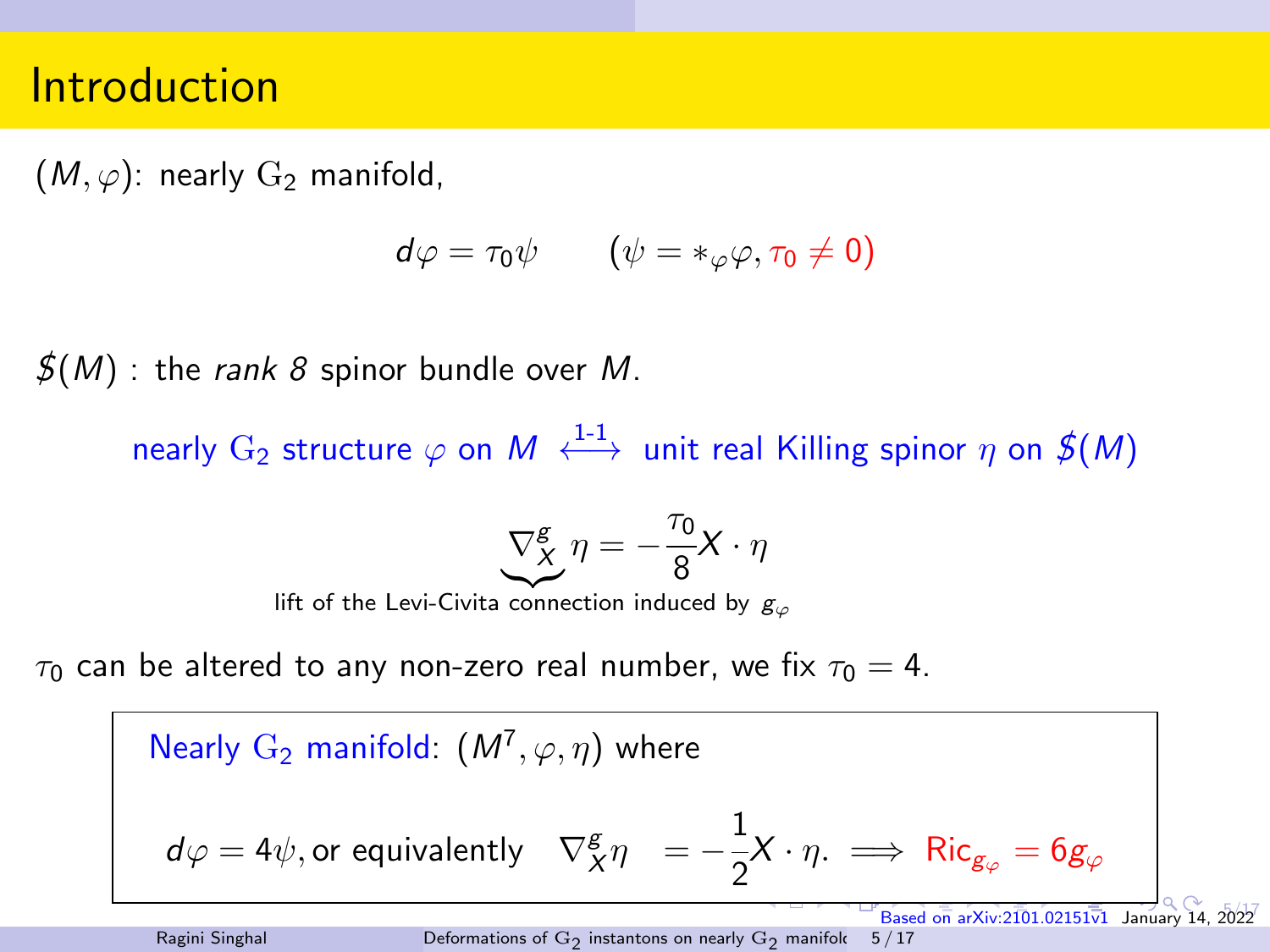# Introduction

$(M, \varphi)$: nearly $\mathrm{G}_2$ manifold,

$$d\varphi = \tau_0 \psi \qquad (\psi = *_\varphi \varphi, \tau_0 \neq 0)$$

$\$(M)$ : the *rank 8* spinor bundle over $M$.

nearly $\mathrm{G}_2$ structure $\varphi$ on $M \overset{\text{1-1}}{\longleftrightarrow}$ unit real Killing spinor $\eta$ on $\$(M)$

$$\underbrace{\nabla^g_X}_{\text{lift of the Levi-Civita connection induced by } g_\varphi} \eta = -\frac{\tau_0}{8} X \cdot \eta$$

$\tau_0$ can be altered to any non-zero real number, we fix $\tau_0 = 4$.

> Nearly $\mathrm{G}_2$ manifold: $(M^7, \varphi, \eta)$ where
>
> $$d\varphi = 4\psi, \text{or equivalently} \quad \nabla^g_X \eta = -\frac{1}{2} X \cdot \eta. \implies \mathrm{Ric}_{g_\varphi} = 6 g_\varphi$$

Based on arXiv:2101.02151v1 January 14, 2022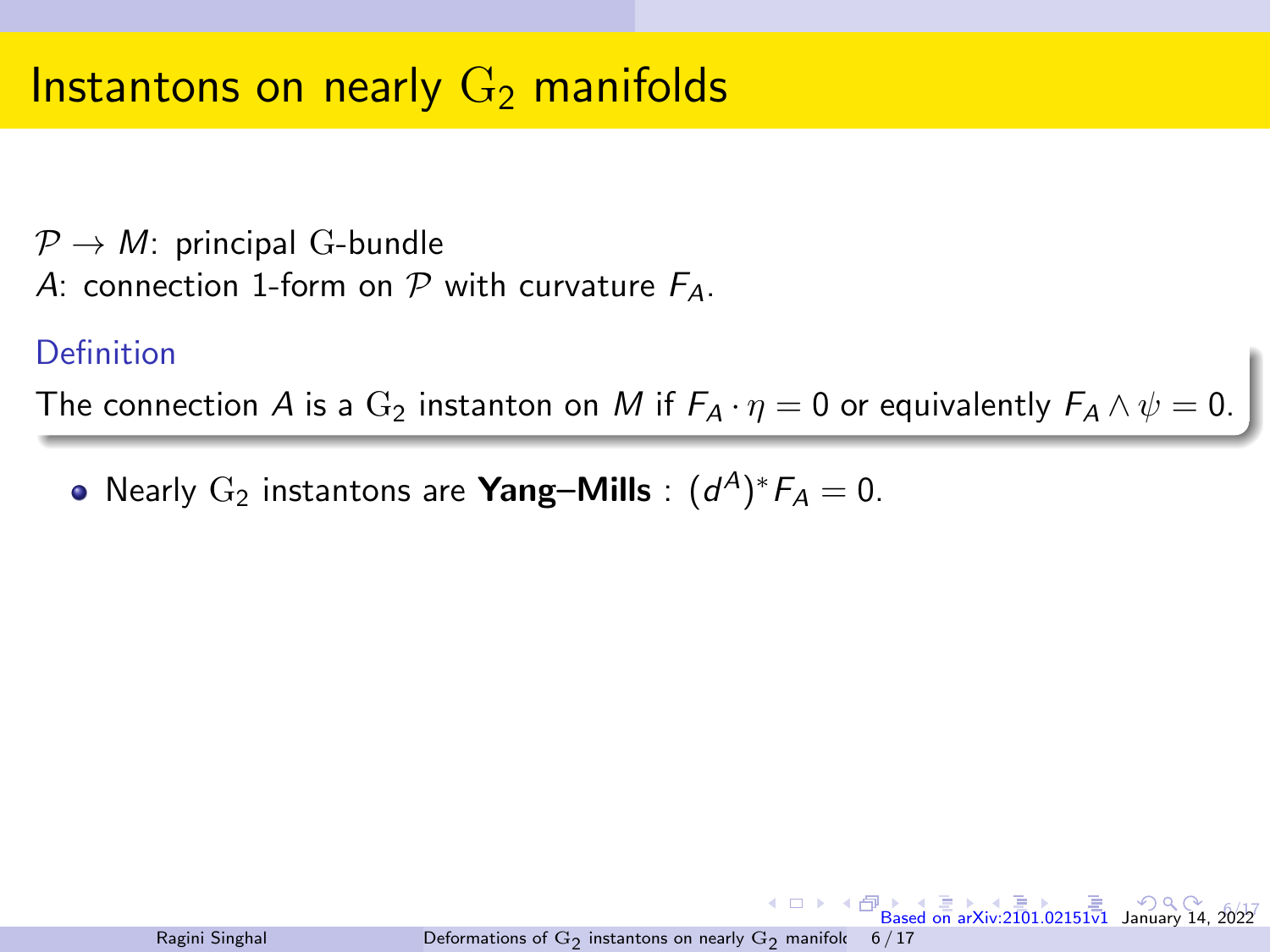# Instantons on nearly $\mathrm{G}_2$ manifolds

$\mathcal{P} \to M$: principal $\mathrm{G}$-bundle

$A$: connection 1-form on $\mathcal{P}$ with curvature $F_A$.

**Definition**

The connection $A$ is a $\mathrm{G}_2$ instanton on $M$ if $F_A \cdot \eta = 0$ or equivalently $F_A \wedge \psi = 0$.

- Nearly $\mathrm{G}_2$ instantons are **Yang–Mills** : $(d^A)^* F_A = 0$.

Based on arXiv:2101.02151v1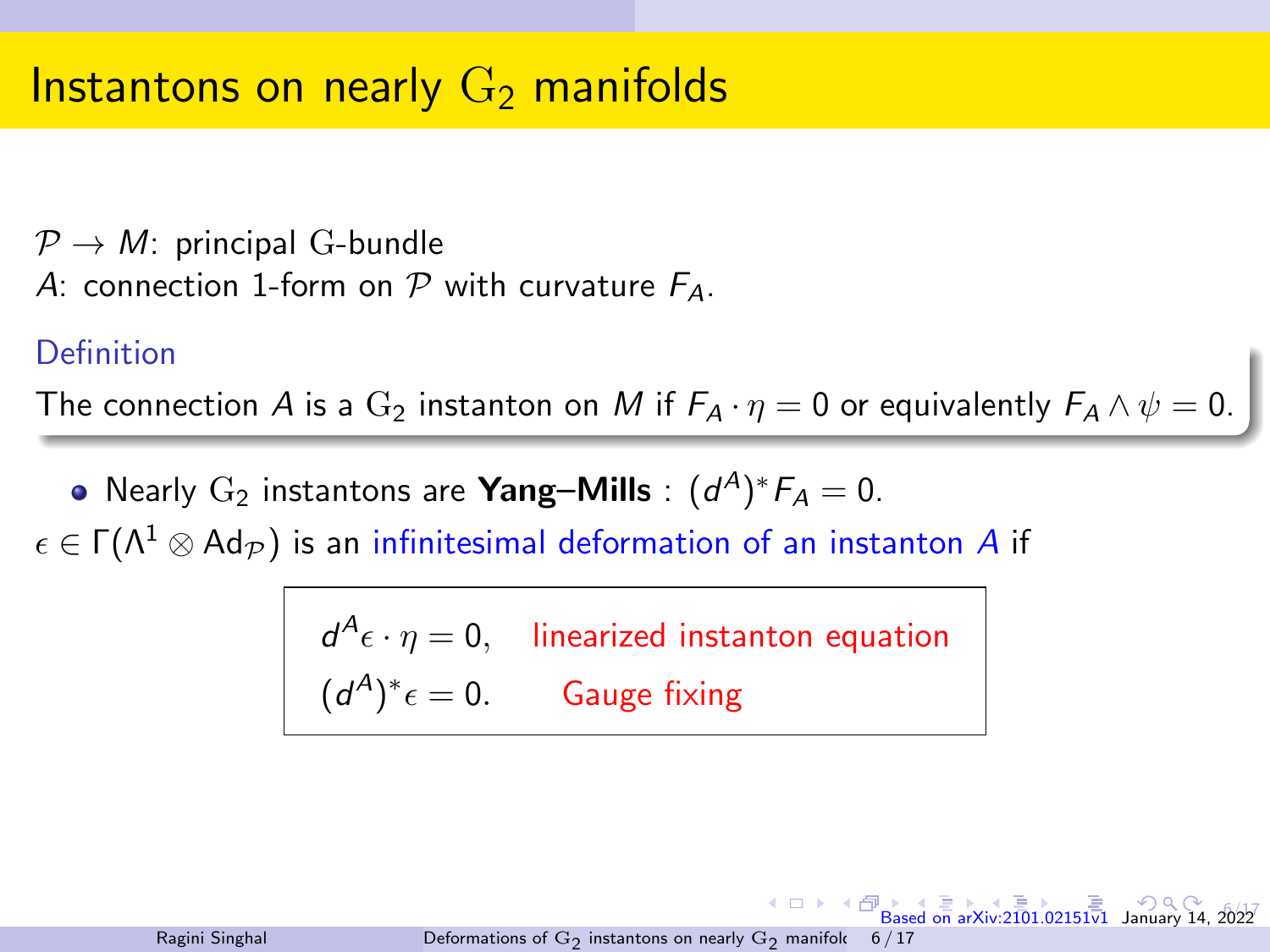# Instantons on nearly $G_2$ manifolds

$\mathcal{P} \to M$: principal G-bundle
$A$: connection 1-form on $\mathcal{P}$ with curvature $F_A$.

**Definition**

The connection $A$ is a $G_2$ instanton on $M$ if $F_A \cdot \eta = 0$ or equivalently $F_A \wedge \psi = 0$.

- Nearly $G_2$ instantons are **Yang–Mills** : $(d^A)^* F_A = 0$.

$\epsilon \in \Gamma(\Lambda^1 \otimes \mathrm{Ad}_{\mathcal{P}})$ is an infinitesimal deformation of an instanton $A$ if

$$
\begin{aligned}
& d^A \epsilon \cdot \eta = 0, && \text{linearized instanton equation} \\
& (d^A)^* \epsilon = 0. && \text{Gauge fixing}
\end{aligned}
$$

Based on arXiv:2101.02151v1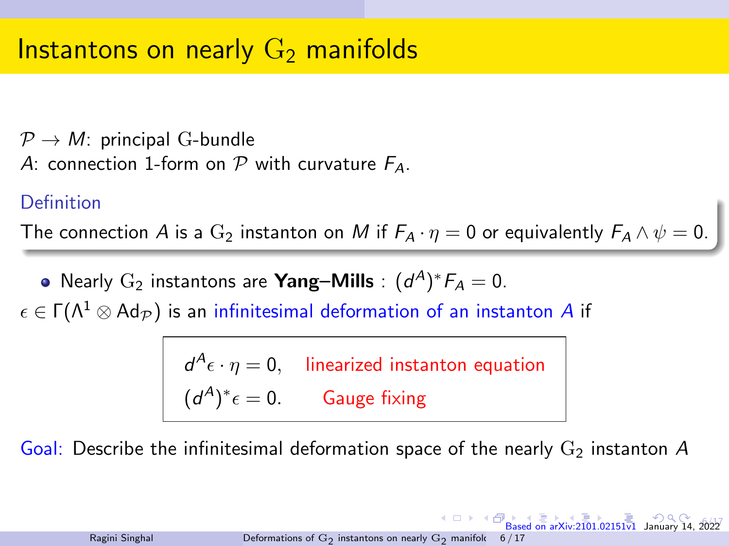# Instantons on nearly $\mathrm{G}_2$ manifolds

$\mathcal{P} \to M$: principal $\mathrm{G}$-bundle
$A$: connection 1-form on $\mathcal{P}$ with curvature $F_A$.

**Definition**

The connection $A$ is a $\mathrm{G}_2$ instanton on $M$ if $F_A \cdot \eta = 0$ or equivalently $F_A \wedge \psi = 0$.

- Nearly $\mathrm{G}_2$ instantons are **Yang–Mills** : $(d^A)^* F_A = 0$.

$\epsilon \in \Gamma(\Lambda^1 \otimes \mathrm{Ad}_{\mathcal{P}})$ is an infinitesimal deformation of an instanton $A$ if

$$
\begin{aligned}
& d^A \epsilon \cdot \eta = 0, \quad \text{linearized instanton equation} \\
& (d^A)^* \epsilon = 0. \quad \text{Gauge fixing}
\end{aligned}
$$

Goal: Describe the infinitesimal deformation space of the nearly $\mathrm{G}_2$ instanton $A$

Based on arXiv:2101.02151v1 January 14, 2022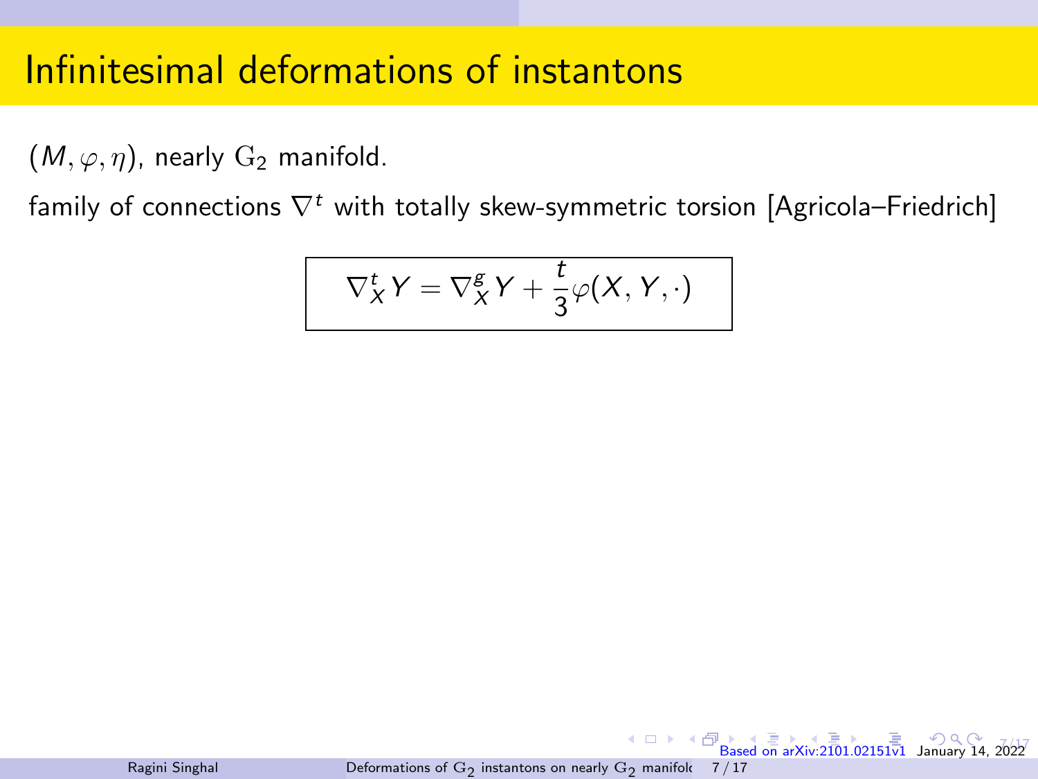# Infinitesimal deformations of instantons

$(M, \varphi, \eta)$, nearly $\mathrm{G}_2$ manifold.

family of connections $\nabla^t$ with totally skew-symmetric torsion [Agricola–Friedrich]

$$\boxed{\nabla^t_X Y = \nabla^g_X Y + \frac{t}{3}\varphi(X, Y, \cdot)}$$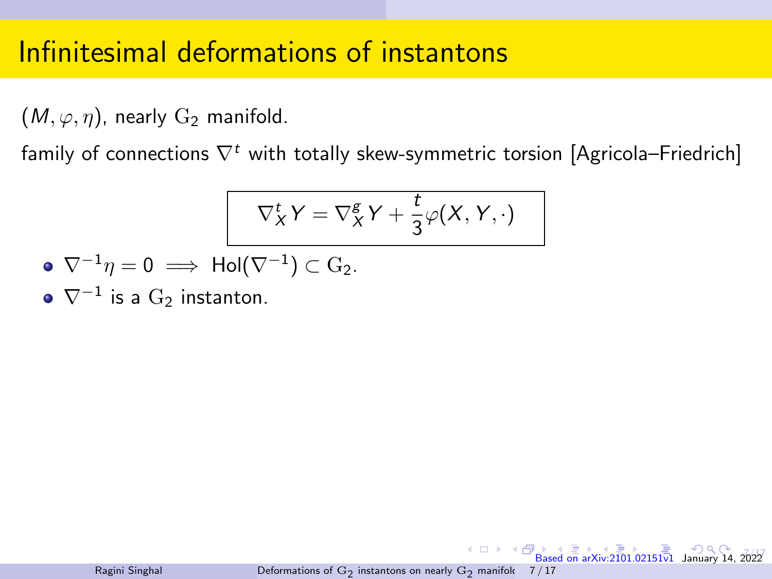# Infinitesimal deformations of instantons

$(M, \varphi, \eta)$, nearly $\mathrm{G}_2$ manifold.

family of connections $\nabla^t$ with totally skew-symmetric torsion [Agricola–Friedrich]

$$\boxed{\nabla^t_X Y = \nabla^g_X Y + \frac{t}{3}\varphi(X, Y, \cdot)}$$

- $\nabla^{-1}\eta = 0 \implies \mathrm{Hol}(\nabla^{-1}) \subset \mathrm{G}_2$.
- $\nabla^{-1}$ is a $\mathrm{G}_2$ instanton.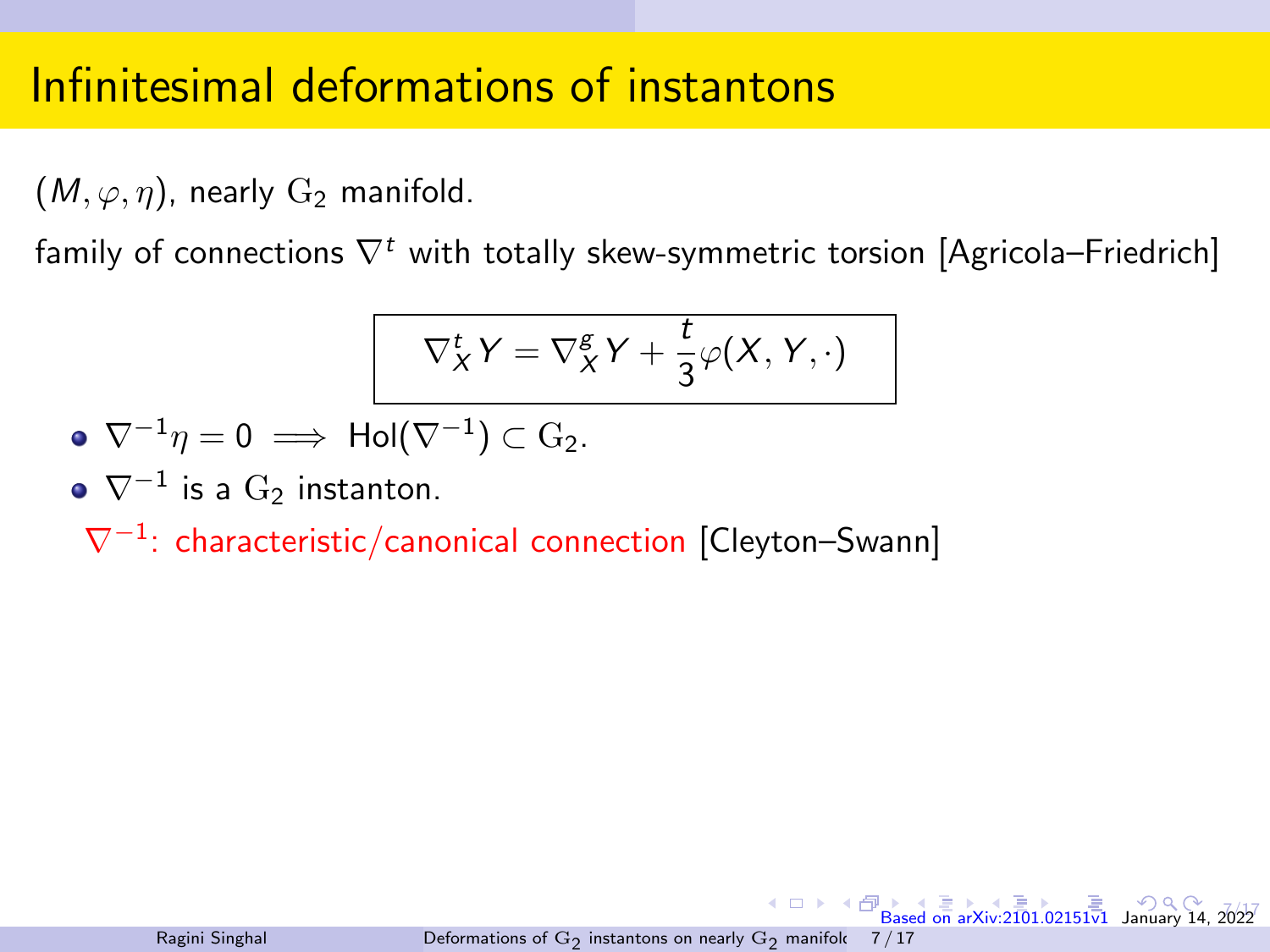# Infinitesimal deformations of instantons

$(M, \varphi, \eta)$, nearly $\mathrm{G}_2$ manifold.

family of connections $\nabla^t$ with totally skew-symmetric torsion [Agricola–Friedrich]

$$\nabla^t_X Y = \nabla^g_X Y + \frac{t}{3}\varphi(X, Y, \cdot)$$

- $\nabla^{-1}\eta = 0 \implies \mathrm{Hol}(\nabla^{-1}) \subset \mathrm{G}_2$.
- $\nabla^{-1}$ is a $\mathrm{G}_2$ instanton.

$\nabla^{-1}$: characteristic/canonical connection [Cleyton–Swann]

Based on arXiv:2101.02151v1 January 14, 2022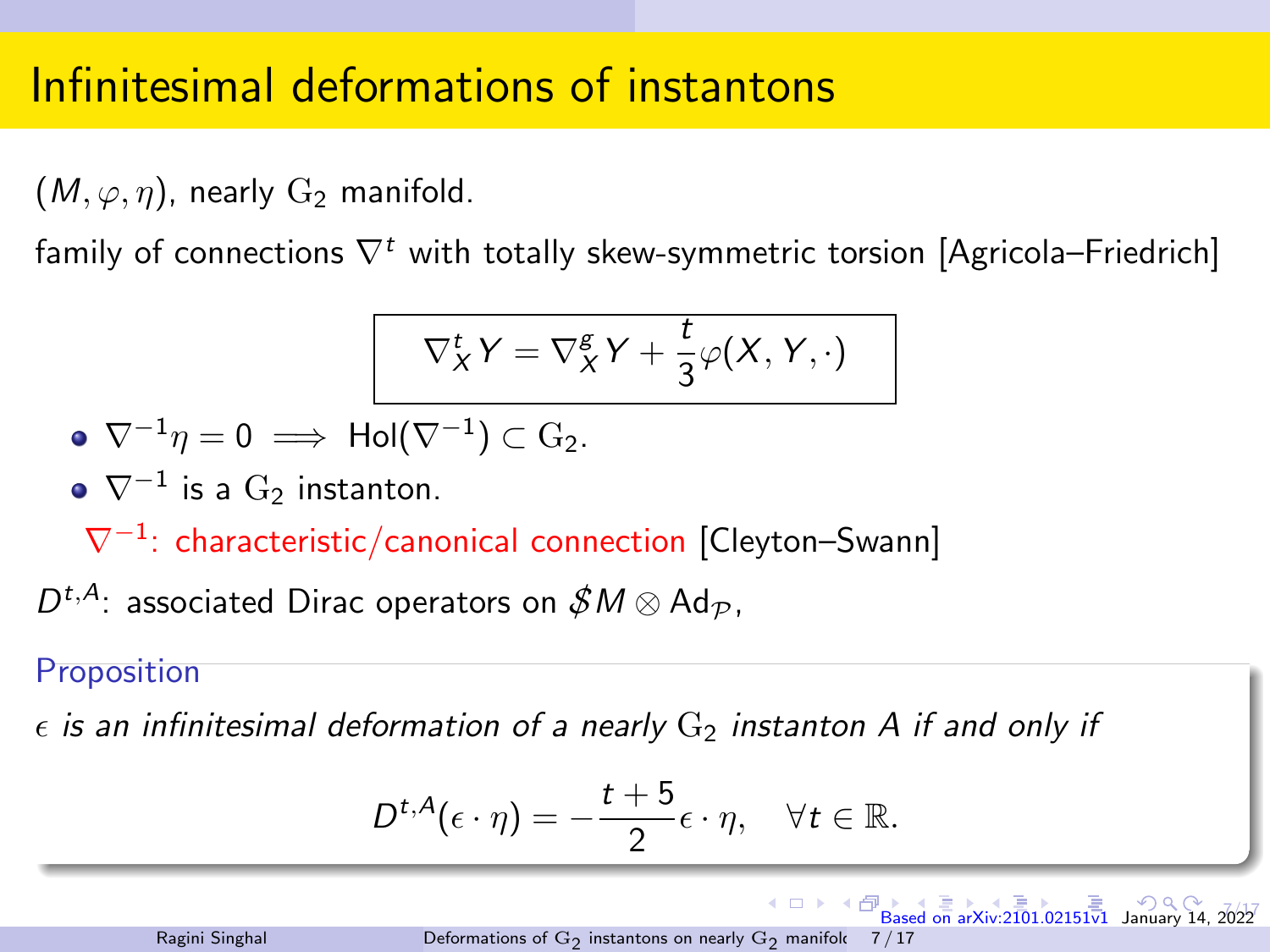# Infinitesimal deformations of instantons

$(M, \varphi, \eta)$, nearly $\mathrm{G}_2$ manifold.

family of connections $\nabla^t$ with totally skew-symmetric torsion [Agricola–Friedrich]

$$\boxed{\nabla^t_X Y = \nabla^g_X Y + \frac{t}{3}\varphi(X, Y, \cdot)}$$

- $\nabla^{-1}\eta = 0 \implies \mathrm{Hol}(\nabla^{-1}) \subset \mathrm{G}_2$.
- $\nabla^{-1}$ is a $\mathrm{G}_2$ instanton.

$\nabla^{-1}$: characteristic/canonical connection [Cleyton–Swann]

$D^{t,A}$: associated Dirac operators on $\not{S}M \otimes \mathrm{Ad}_{\mathcal{P}}$,

**Proposition**

*$\epsilon$ is an infinitesimal deformation of a nearly $\mathrm{G}_2$ instanton $A$ if and only if*

$$D^{t,A}(\epsilon \cdot \eta) = -\frac{t+5}{2}\epsilon \cdot \eta, \quad \forall t \in \mathbb{R}.$$

Based on arXiv:2101.02151v1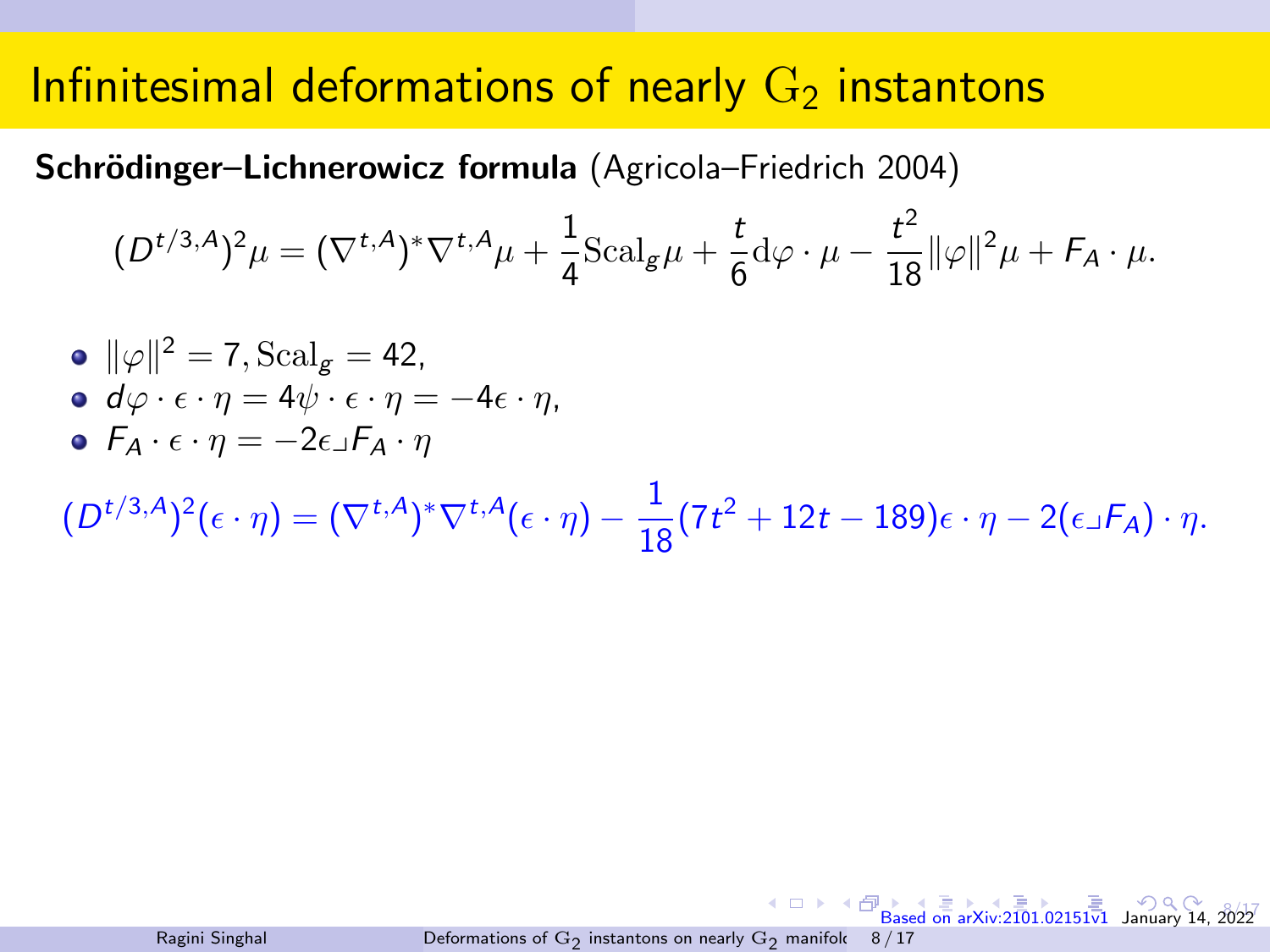# Infinitesimal deformations of nearly $\mathrm{G}_2$ instantons

**Schrödinger–Lichnerowicz formula** (Agricola–Friedrich 2004)

$$(D^{t/3,A})^2\mu = (\nabla^{t,A})^*\nabla^{t,A}\mu + \frac{1}{4}\mathrm{Scal}_g\mu + \frac{t}{6}\mathrm{d}\varphi\cdot\mu - \frac{t^2}{18}\|\varphi\|^2\mu + F_A\cdot\mu.$$

- $\|\varphi\|^2 = 7, \mathrm{Scal}_g = 42,$
- $d\varphi\cdot\epsilon\cdot\eta = 4\psi\cdot\epsilon\cdot\eta = -4\epsilon\cdot\eta,$
- $F_A\cdot\epsilon\cdot\eta = -2\epsilon\lrcorner F_A\cdot\eta$

$$(D^{t/3,A})^2(\epsilon\cdot\eta) = (\nabla^{t,A})^*\nabla^{t,A}(\epsilon\cdot\eta) - \frac{1}{18}(7t^2+12t-189)\epsilon\cdot\eta - 2(\epsilon\lrcorner F_A)\cdot\eta.$$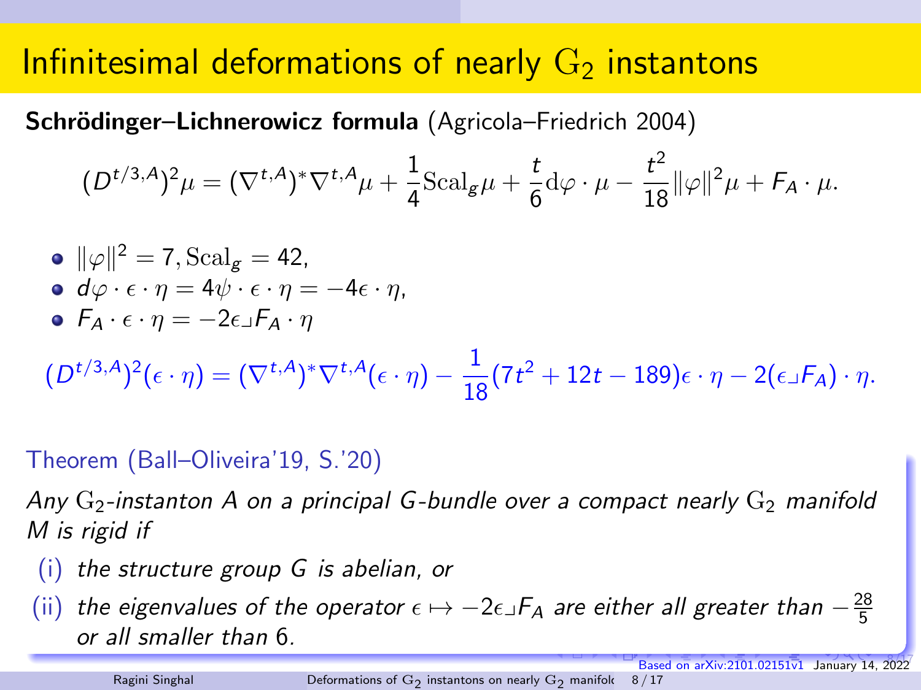# Infinitesimal deformations of nearly $\mathrm{G}_2$ instantons

**Schrödinger–Lichnerowicz formula** (Agricola–Friedrich 2004)

$$(D^{t/3,A})^2\mu = (\nabla^{t,A})^*\nabla^{t,A}\mu + \frac{1}{4}\mathrm{Scal}_g\mu + \frac{t}{6}\mathrm{d}\varphi\cdot\mu - \frac{t^2}{18}\|\varphi\|^2\mu + F_A\cdot\mu.$$

- $\|\varphi\|^2 = 7, \mathrm{Scal}_g = 42$,
- $d\varphi\cdot\epsilon\cdot\eta = 4\psi\cdot\epsilon\cdot\eta = -4\epsilon\cdot\eta$,
- $F_A\cdot\epsilon\cdot\eta = -2\epsilon\lrcorner F_A\cdot\eta$

$$(D^{t/3,A})^2(\epsilon\cdot\eta) = (\nabla^{t,A})^*\nabla^{t,A}(\epsilon\cdot\eta) - \frac{1}{18}(7t^2+12t-189)\epsilon\cdot\eta - 2(\epsilon\lrcorner F_A)\cdot\eta.$$

Theorem (Ball–Oliveira'19, S.'20)

*Any $\mathrm{G}_2$-instanton $A$ on a principal $G$-bundle over a compact nearly $\mathrm{G}_2$ manifold $M$ is rigid if*

(i) *the structure group $G$ is abelian, or*

(ii) *the eigenvalues of the operator $\epsilon\mapsto -2\epsilon\lrcorner F_A$ are either all greater than $-\frac{28}{5}$ or all smaller than 6.*

Based on arXiv:2101.02151v1 January 14, 2022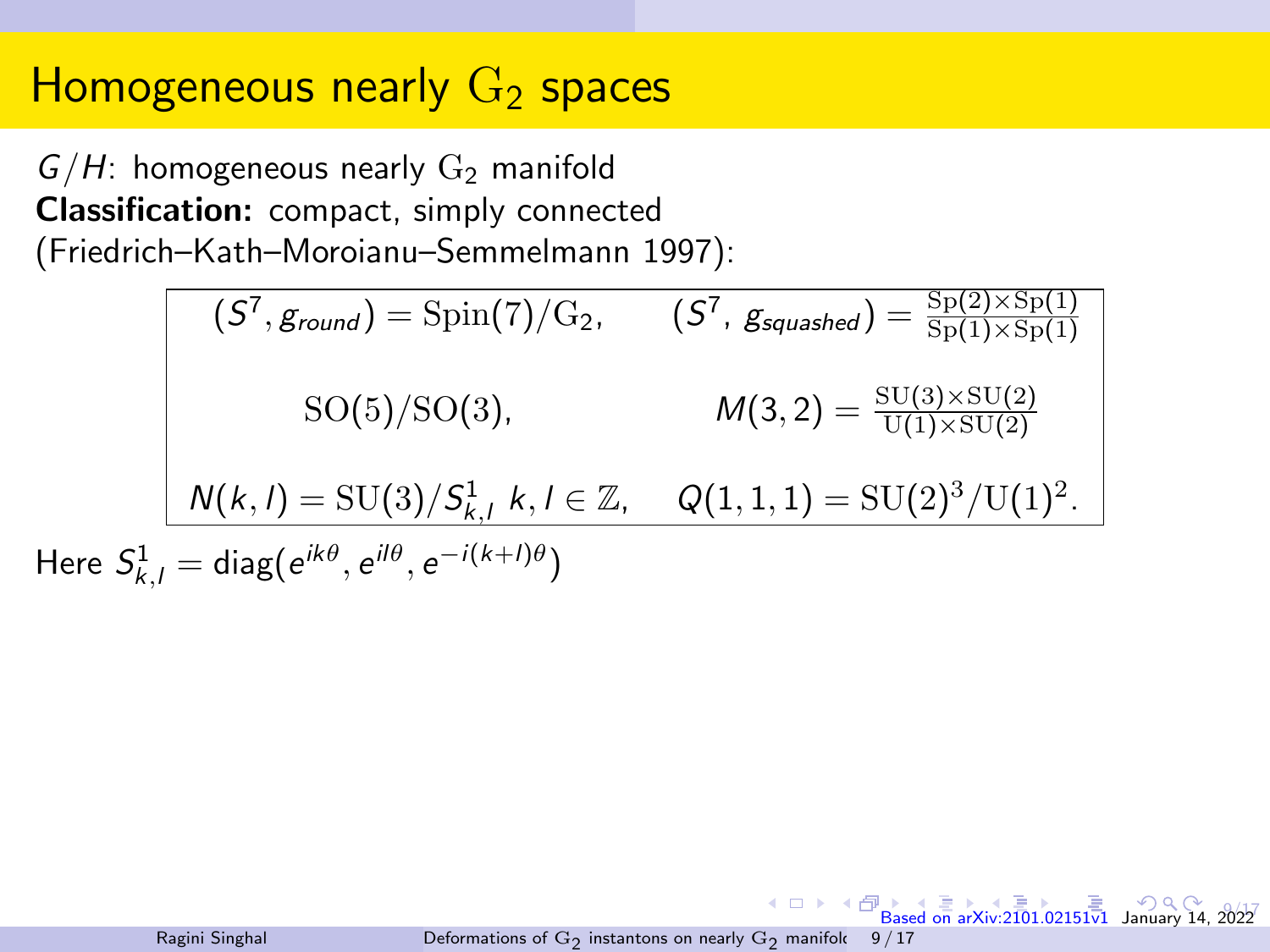# Homogeneous nearly $\mathrm{G}_2$ spaces

$G/H$: homogeneous nearly $\mathrm{G}_2$ manifold
**Classification:** compact, simply connected
(Friedrich–Kath–Moroianu–Semmelmann 1997):

| | |
|---|---|
| $(S^7, g_{round}) = \mathrm{Spin}(7)/\mathrm{G}_2$, | $(S^7,\ g_{squashed}) = \frac{\mathrm{Sp}(2)\times\mathrm{Sp}(1)}{\mathrm{Sp}(1)\times\mathrm{Sp}(1)}$ |
| $\mathrm{SO}(5)/\mathrm{SO}(3)$, | $M(3,2) = \frac{\mathrm{SU}(3)\times\mathrm{SU}(2)}{\mathrm{U}(1)\times\mathrm{SU}(2)}$ |
| $N(k,l) = \mathrm{SU}(3)/S^1_{k,l}\ k,l \in \mathbb{Z}$, | $Q(1,1,1) = \mathrm{SU}(2)^3/\mathrm{U}(1)^2$. |

Here $S^1_{k,l} = \mathrm{diag}(e^{ik\theta}, e^{il\theta}, e^{-i(k+l)\theta})$

Based on arXiv:2101.02151v1 January 14, 2022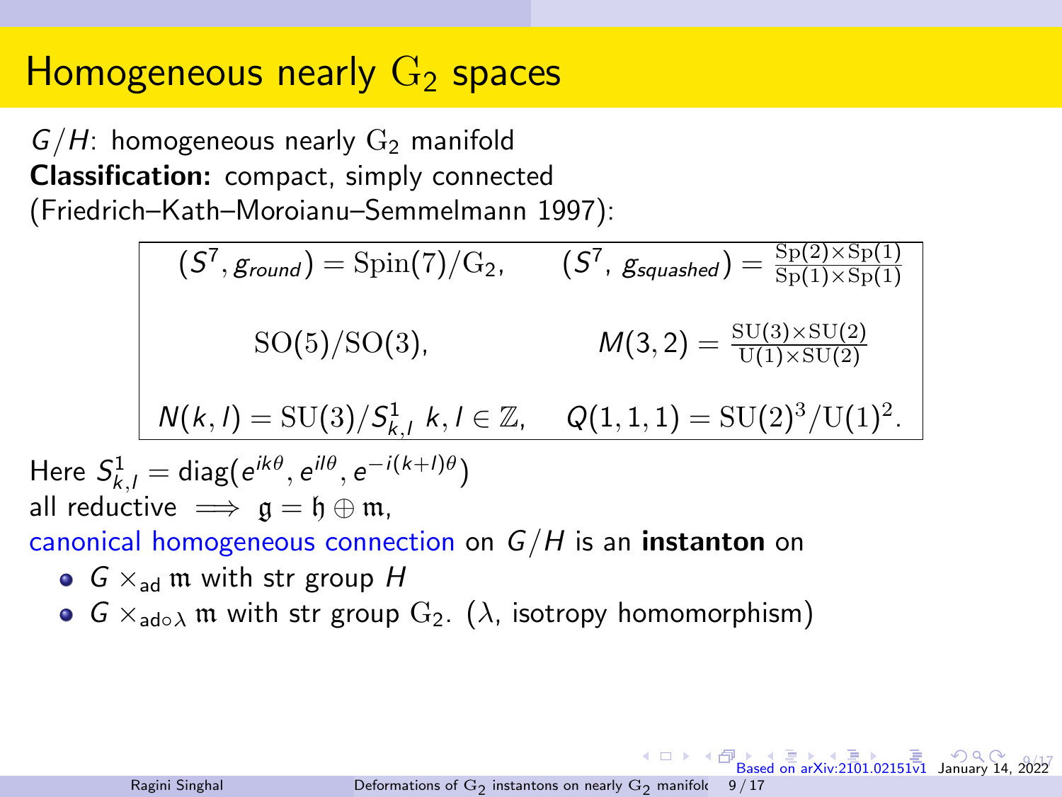# Homogeneous nearly $\mathrm{G}_2$ spaces

$G/H$: homogeneous nearly $\mathrm{G}_2$ manifold
**Classification:** compact, simply connected
(Friedrich–Kath–Moroianu–Semmelmann 1997):

$$
\begin{array}{cc}
(S^7, g_{round}) = \mathrm{Spin}(7)/\mathrm{G}_2, & (S^7,\, g_{squashed}) = \frac{\mathrm{Sp}(2)\times\mathrm{Sp}(1)}{\mathrm{Sp}(1)\times\mathrm{Sp}(1)} \\
\mathrm{SO}(5)/\mathrm{SO}(3), & M(3,2) = \frac{\mathrm{SU}(3)\times\mathrm{SU}(2)}{\mathrm{U}(1)\times\mathrm{SU}(2)} \\
N(k,l) = \mathrm{SU}(3)/S^1_{k,l}\ k,l\in\mathbb{Z}, & Q(1,1,1) = \mathrm{SU}(2)^3/\mathrm{U}(1)^2.
\end{array}
$$

Here $S^1_{k,l} = \mathrm{diag}(e^{ik\theta}, e^{il\theta}, e^{-i(k+l)\theta})$
all reductive $\implies \mathfrak{g} = \mathfrak{h} \oplus \mathfrak{m}$,
canonical homogeneous connection on $G/H$ is an **instanton** on

- $G \times_{\mathrm{ad}} \mathfrak{m}$ with str group $H$
- $G \times_{\mathrm{ad}\circ\lambda} \mathfrak{m}$ with str group $\mathrm{G}_2$. ($\lambda$, isotropy homomorphism)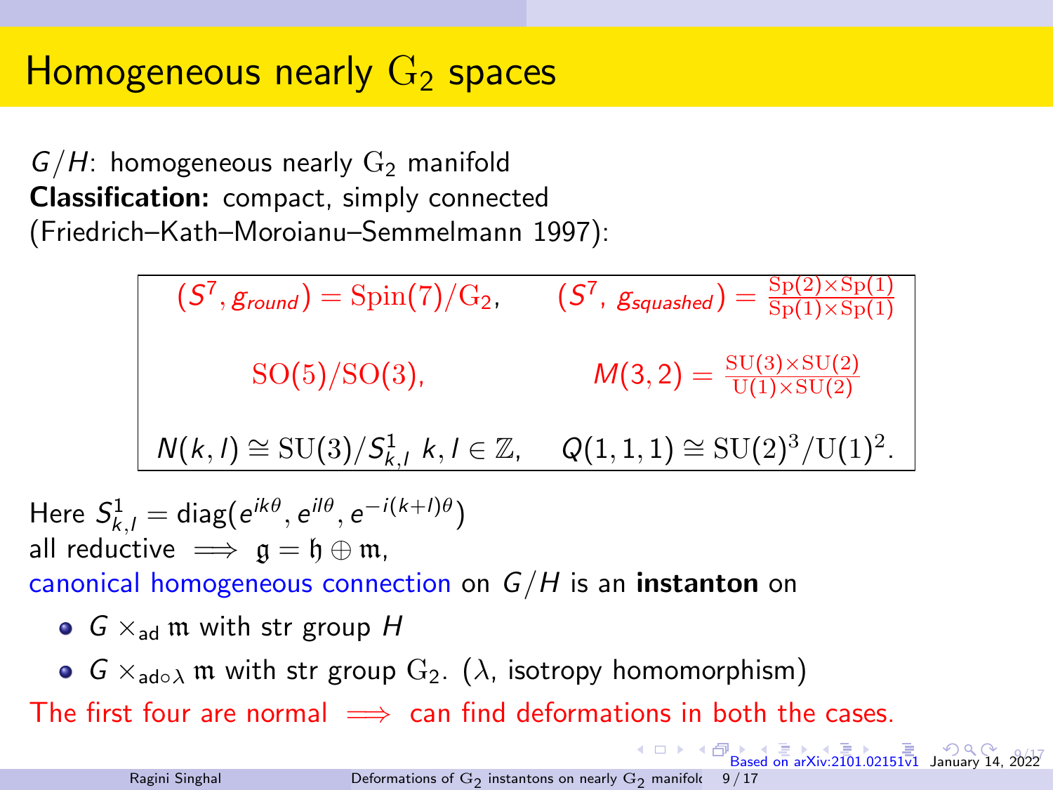# Homogeneous nearly $\mathrm{G}_2$ spaces

$G/H$: homogeneous nearly $\mathrm{G}_2$ manifold
**Classification:** compact, simply connected
(Friedrich–Kath–Moroianu–Semmelmann 1997):

$$(S^7, g_{round}) = \mathrm{Spin}(7)/\mathrm{G}_2, \qquad (S^7, g_{squashed}) = \frac{\mathrm{Sp}(2)\times\mathrm{Sp}(1)}{\mathrm{Sp}(1)\times\mathrm{Sp}(1)}$$

$$\mathrm{SO}(5)/\mathrm{SO}(3), \qquad M(3,2) = \frac{\mathrm{SU}(3)\times\mathrm{SU}(2)}{\mathrm{U}(1)\times\mathrm{SU}(2)}$$

$$N(k,l) \cong \mathrm{SU}(3)/S^1_{k,l}\ k,l \in \mathbb{Z}, \qquad Q(1,1,1) \cong \mathrm{SU}(2)^3/\mathrm{U}(1)^2.$$

Here $S^1_{k,l} = \mathrm{diag}(e^{ik\theta}, e^{il\theta}, e^{-i(k+l)\theta})$
all reductive $\implies \mathfrak{g} = \mathfrak{h} \oplus \mathfrak{m}$,
canonical homogeneous connection on $G/H$ is an **instanton** on

- $G \times_{\mathrm{ad}} \mathfrak{m}$ with str group $H$
- $G \times_{\mathrm{ad}\circ\lambda} \mathfrak{m}$ with str group $\mathrm{G}_2$. ($\lambda$, isotropy homomorphism)

The first four are normal $\implies$ can find deformations in both the cases.

Based on arXiv:2101.02151v1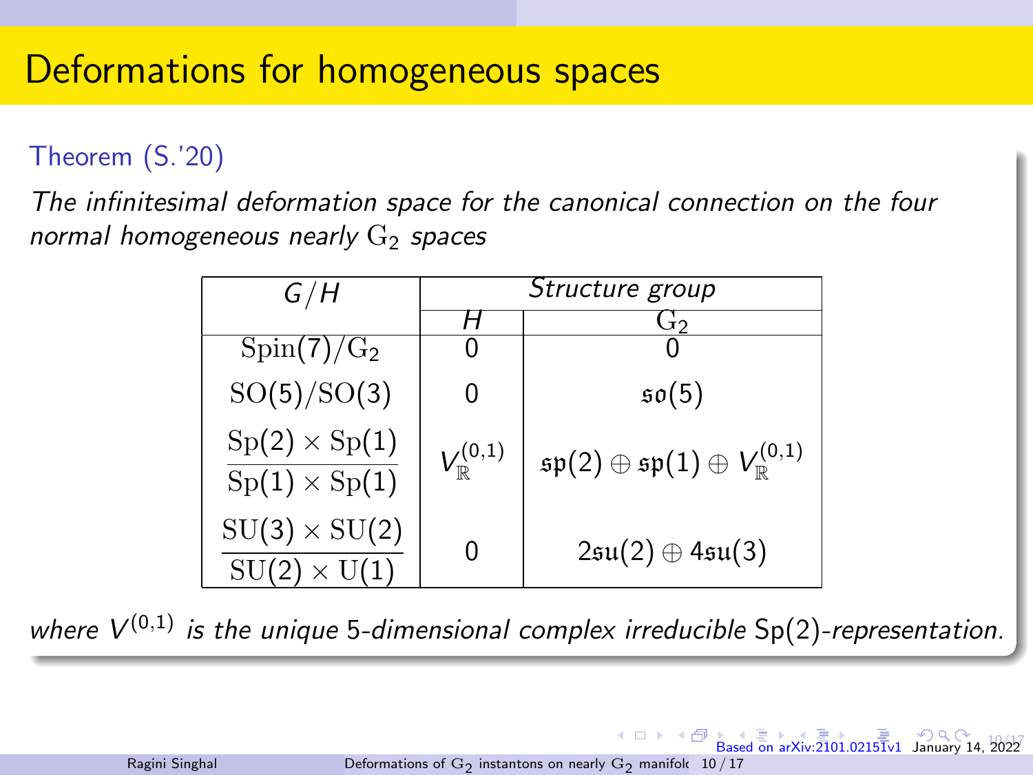# Deformations for homogeneous spaces

**Theorem (S.'20)**

*The infinitesimal deformation space for the canonical connection on the four normal homogeneous nearly $\mathrm{G}_2$ spaces*

| $G/H$ | Structure group | |
|---|---|---|
| | $H$ | $\mathrm{G}_2$ |
| $\mathrm{Spin}(7)/\mathrm{G}_2$ | 0 | 0 |
| $\mathrm{SO}(5)/\mathrm{SO}(3)$ | 0 | $\mathfrak{so}(5)$ |
| $\dfrac{\mathrm{Sp}(2)\times\mathrm{Sp}(1)}{\mathrm{Sp}(1)\times\mathrm{Sp}(1)}$ | $V_{\mathbb{R}}^{(0,1)}$ | $\mathfrak{sp}(2)\oplus\mathfrak{sp}(1)\oplus V_{\mathbb{R}}^{(0,1)}$ |
| $\dfrac{\mathrm{SU}(3)\times\mathrm{SU}(2)}{\mathrm{SU}(2)\times\mathrm{U}(1)}$ | 0 | $2\mathfrak{su}(2)\oplus 4\mathfrak{su}(3)$ |

*where $V^{(0,1)}$ is the unique 5-dimensional complex irreducible* Sp(2)*-representation.*

Based on arXiv:2101.02151v1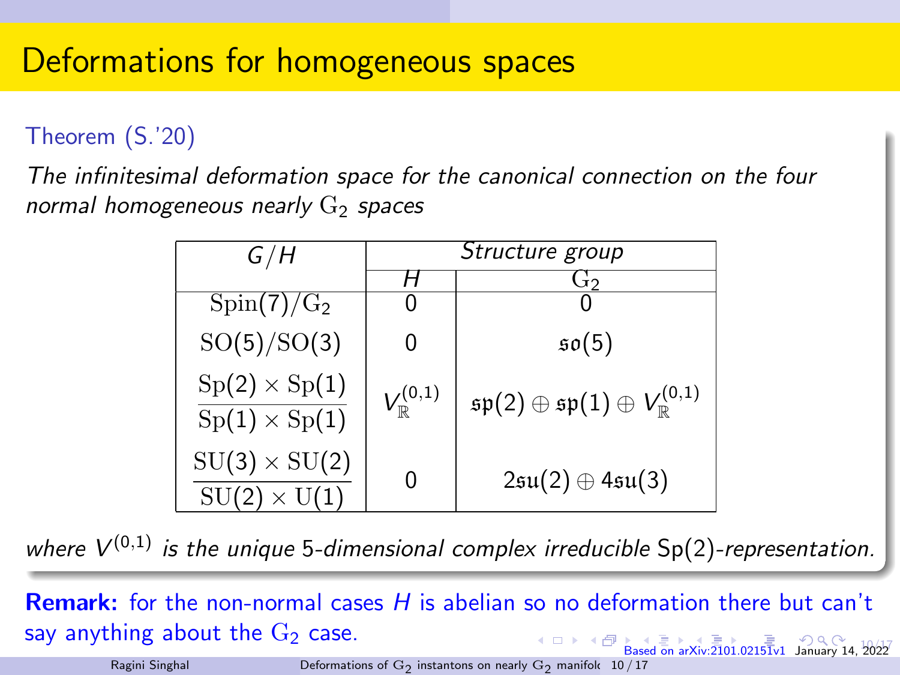# Deformations for homogeneous spaces

**Theorem (S.'20)**

*The infinitesimal deformation space for the canonical connection on the four normal homogeneous nearly $\mathrm{G}_2$ spaces*

| $G/H$ | Structure group | |
|---|---|---|
| | $H$ | $\mathrm{G}_2$ |
| $\mathrm{Spin}(7)/\mathrm{G}_2$ | 0 | 0 |
| $\mathrm{SO}(5)/\mathrm{SO}(3)$ | 0 | $\mathfrak{so}(5)$ |
| $\dfrac{\mathrm{Sp}(2)\times\mathrm{Sp}(1)}{\mathrm{Sp}(1)\times\mathrm{Sp}(1)}$ | $V_{\mathbb{R}}^{(0,1)}$ | $\mathfrak{sp}(2)\oplus\mathfrak{sp}(1)\oplus V_{\mathbb{R}}^{(0,1)}$ |
| $\dfrac{\mathrm{SU}(3)\times\mathrm{SU}(2)}{\mathrm{SU}(2)\times\mathrm{U}(1)}$ | 0 | $2\mathfrak{su}(2)\oplus 4\mathfrak{su}(3)$ |

*where $V^{(0,1)}$ is the unique 5-dimensional complex irreducible $\mathrm{Sp}(2)$-representation.*

**Remark:** for the non-normal cases $H$ is abelian so no deformation there but can't say anything about the $\mathrm{G}_2$ case.

Based on arXiv:2101.02151v1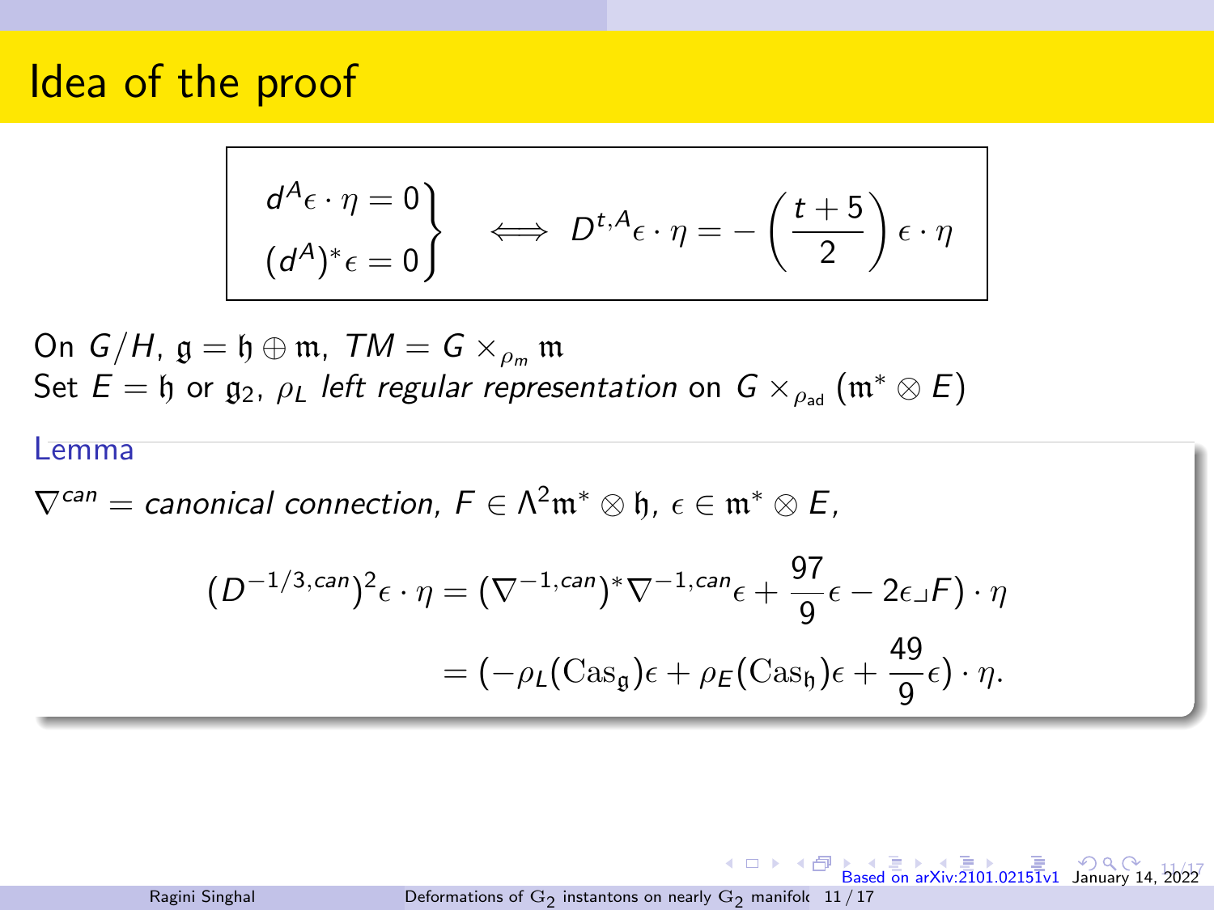# Idea of the proof

$$
\left.\begin{aligned} d^A\epsilon\cdot\eta &= 0 \\ (d^A)^*\epsilon &= 0 \end{aligned}\right\} \iff D^{t,A}\epsilon\cdot\eta = -\left(\frac{t+5}{2}\right)\epsilon\cdot\eta
$$

On $G/H$, $\mathfrak{g} = \mathfrak{h}\oplus\mathfrak{m}$, $TM = G\times_{\rho_m}\mathfrak{m}$

Set $E = \mathfrak{h}$ or $\mathfrak{g}_2$, $\rho_L$ *left regular representation* on $G\times_{\rho_{\mathrm{ad}}}(\mathfrak{m}^*\otimes E)$

**Lemma**

*$\nabla^{can}$ = canonical connection, $F\in\Lambda^2\mathfrak{m}^*\otimes\mathfrak{h}$, $\epsilon\in\mathfrak{m}^*\otimes E$,*

$$
\begin{aligned}
(D^{-1/3,can})^2\epsilon\cdot\eta &= (\nabla^{-1,can})^*\nabla^{-1,can}\epsilon + \frac{97}{9}\epsilon - 2\epsilon\lrcorner F)\cdot\eta \\
&= (-\rho_L(\mathrm{Cas}_{\mathfrak{g}})\epsilon + \rho_E(\mathrm{Cas}_{\mathfrak{h}})\epsilon + \frac{49}{9}\epsilon)\cdot\eta.
\end{aligned}
$$

Based on arXiv:2101.02151v1 January 14, 2022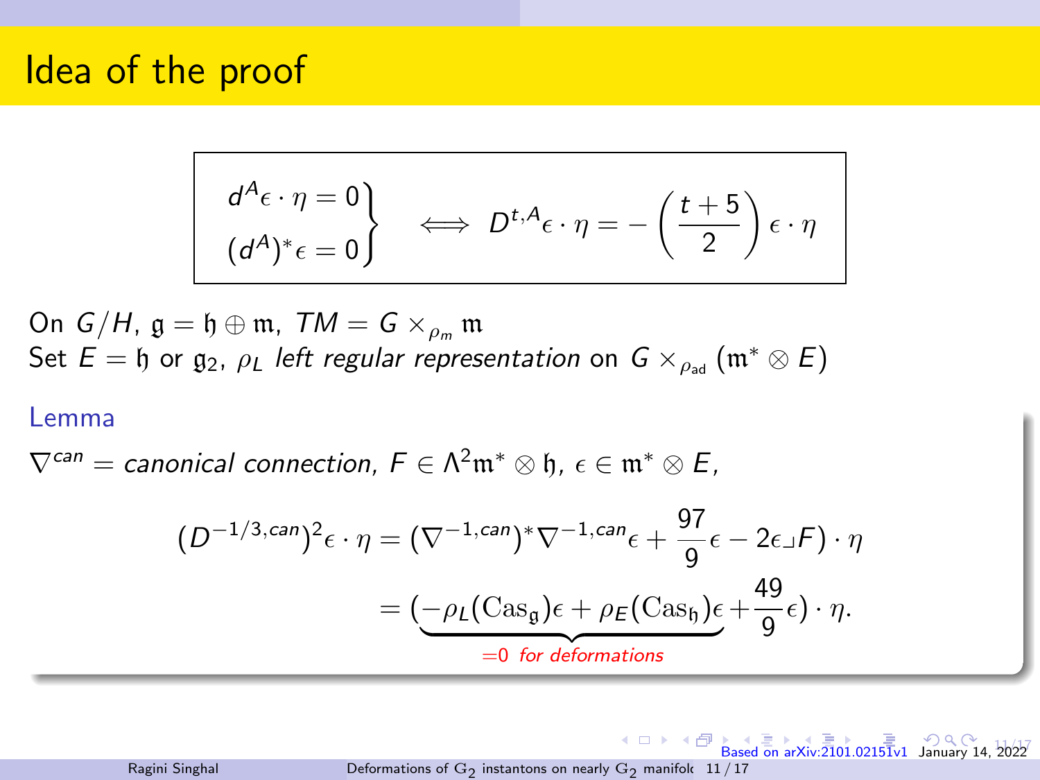# Idea of the proof

$$\left.\begin{aligned} d^A\epsilon \cdot \eta = 0 \\ (d^A)^*\epsilon = 0 \end{aligned}\right\} \iff D^{t,A}\epsilon \cdot \eta = -\left(\frac{t+5}{2}\right)\epsilon \cdot \eta$$

On $G/H$, $\mathfrak{g} = \mathfrak{h} \oplus \mathfrak{m}$, $TM = G \times_{\rho_m} \mathfrak{m}$

Set $E = \mathfrak{h}$ or $\mathfrak{g}_2$, $\rho_L$ *left regular representation* on $G \times_{\rho_{ad}} (\mathfrak{m}^* \otimes E)$

**Lemma**

*$\nabla^{can}$ = canonical connection, $F \in \Lambda^2\mathfrak{m}^* \otimes \mathfrak{h}$, $\epsilon \in \mathfrak{m}^* \otimes E$,*

$$\begin{aligned}(D^{-1/3,can})^2\epsilon \cdot \eta &= (\nabla^{-1,can})^*\nabla^{-1,can}\epsilon + \frac{97}{9}\epsilon - 2\epsilon \lrcorner F) \cdot \eta \\ &= (\underbrace{-\rho_L(\mathrm{Cas}_{\mathfrak{g}})\epsilon + \rho_E(\mathrm{Cas}_{\mathfrak{h}})\epsilon}_{=0 \text{ for deformations}} + \frac{49}{9}\epsilon) \cdot \eta.\end{aligned}$$

Based on arXiv:2101.02151v1 January 14, 2022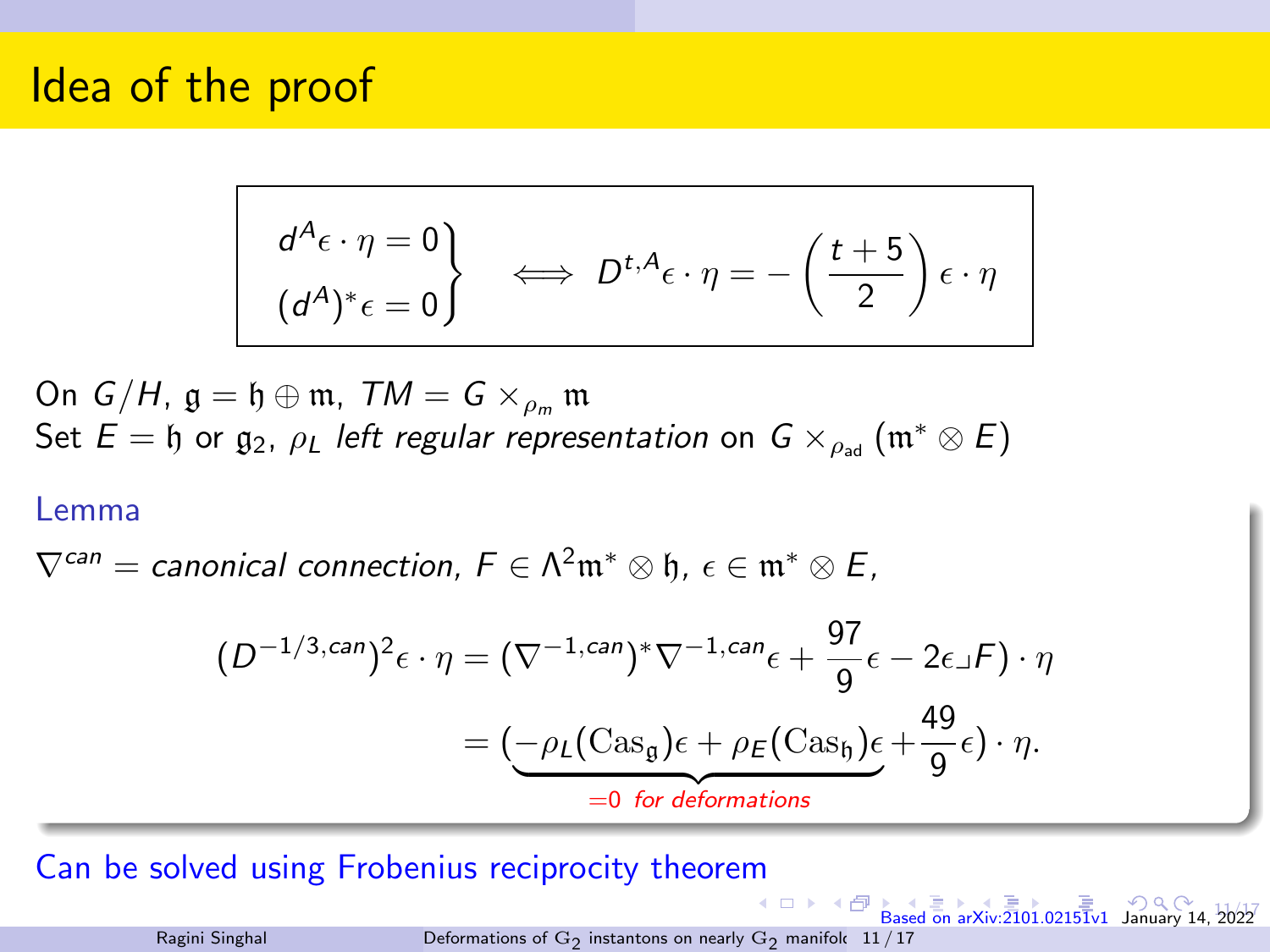# Idea of the proof

$$
\left.\begin{aligned} d^A\epsilon \cdot \eta = 0 \\ (d^A)^*\epsilon = 0 \end{aligned}\right\} \iff D^{t,A}\epsilon \cdot \eta = -\left(\frac{t+5}{2}\right)\epsilon \cdot \eta
$$

On $G/H$, $\mathfrak{g} = \mathfrak{h} \oplus \mathfrak{m}$, $TM = G \times_{\rho_m} \mathfrak{m}$

Set $E = \mathfrak{h}$ or $\mathfrak{g}_2$, $\rho_L$ *left regular representation* on $G \times_{\rho_{ad}} (\mathfrak{m}^* \otimes E)$

**Lemma**

*$\nabla^{can}$ = canonical connection, $F \in \Lambda^2\mathfrak{m}^* \otimes \mathfrak{h}$, $\epsilon \in \mathfrak{m}^* \otimes E$,*

$$
\begin{aligned}
(D^{-1/3,can})^2\epsilon \cdot \eta &= (\nabla^{-1,can})^*\nabla^{-1,can}\epsilon + \frac{97}{9}\epsilon - 2\epsilon \lrcorner F) \cdot \eta \\
&= (\underbrace{-\rho_L(\mathrm{Cas}_{\mathfrak{g}})\epsilon + \rho_E(\mathrm{Cas}_{\mathfrak{h}})\epsilon}_{=0 \text{ for deformations}} + \frac{49}{9}\epsilon) \cdot \eta.
\end{aligned}
$$

Can be solved using Frobenius reciprocity theorem

Based on arXiv:2101.02151v1 January 14, 2022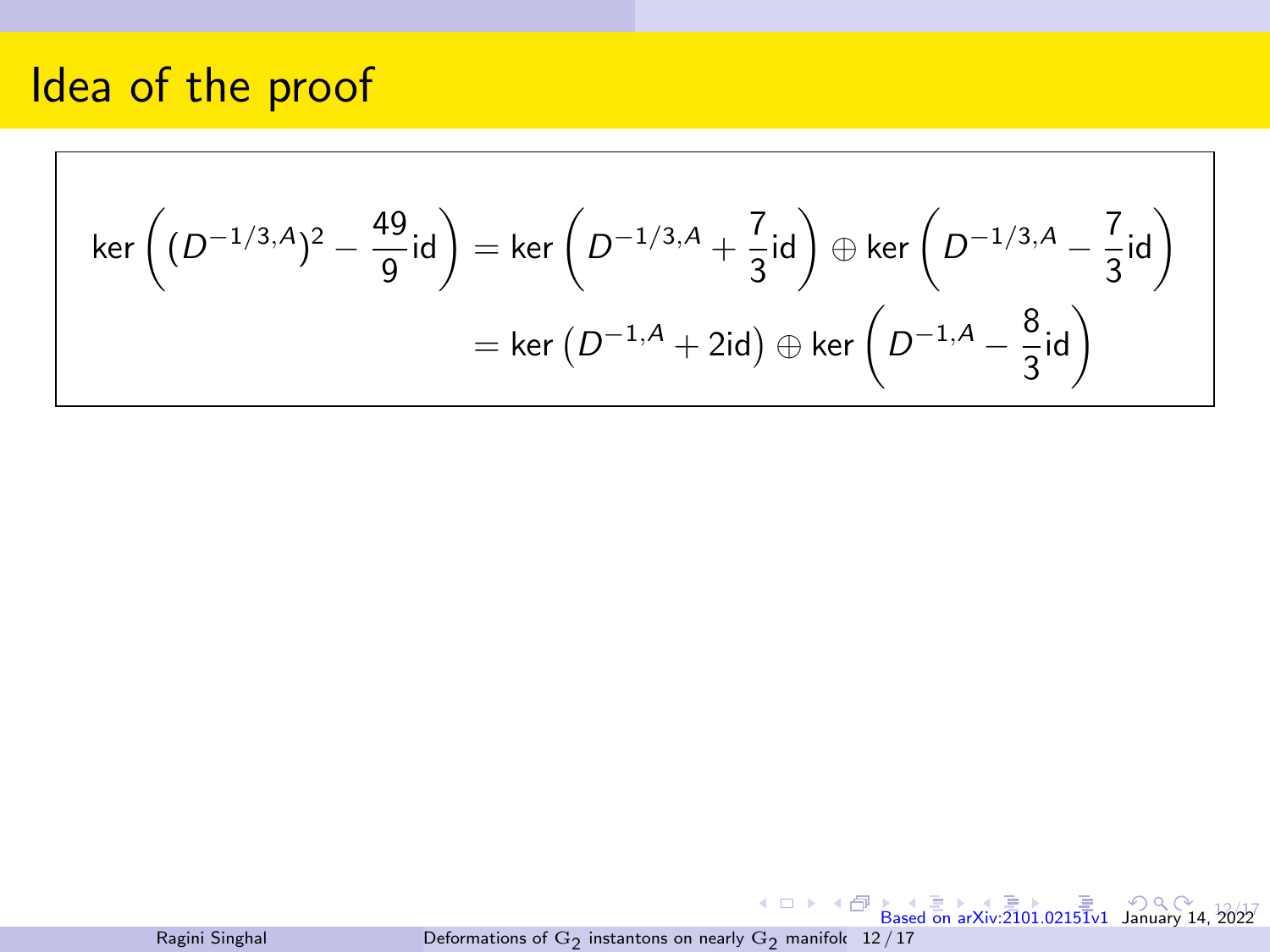# Idea of the proof

$$
\begin{aligned}
\ker\left((D^{-1/3,A})^2 - \frac{49}{9}\mathrm{id}\right) &= \ker\left(D^{-1/3,A} + \frac{7}{3}\mathrm{id}\right) \oplus \ker\left(D^{-1/3,A} - \frac{7}{3}\mathrm{id}\right) \\
&= \ker\left(D^{-1,A} + 2\mathrm{id}\right) \oplus \ker\left(D^{-1,A} - \frac{8}{3}\mathrm{id}\right)
\end{aligned}
$$

Based on arXiv:2101.02151v1 January 14, 2022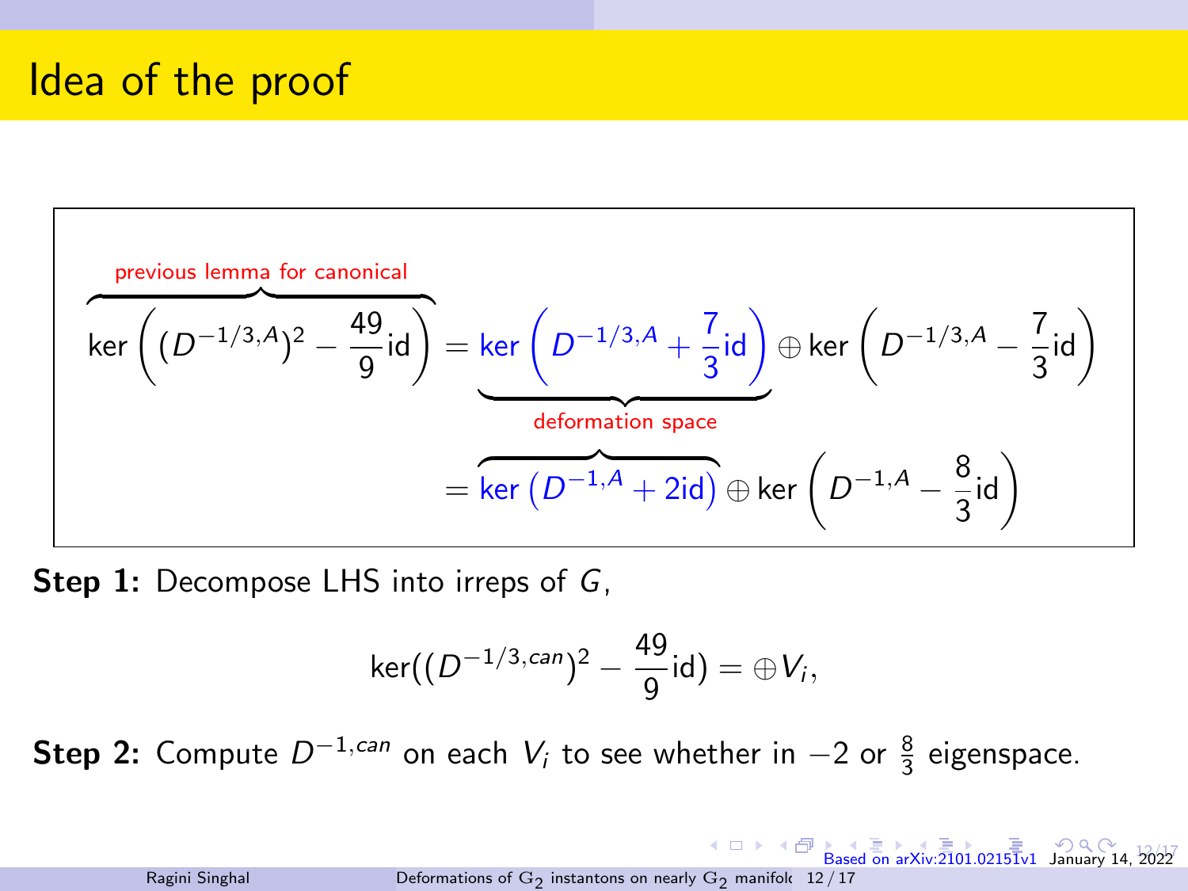# Idea of the proof

$$\overbrace{\ker\left((D^{-1/3,A})^2 - \frac{49}{9}\mathrm{id}\right)}^{\text{previous lemma for canonical}} = \underbrace{\ker\left(D^{-1/3,A} + \frac{7}{3}\mathrm{id}\right)}_{\text{deformation space}} \oplus \ker\left(D^{-1/3,A} - \frac{7}{3}\mathrm{id}\right)$$

$$= \overbrace{\ker\left(D^{-1,A} + 2\mathrm{id}\right)} \oplus \ker\left(D^{-1,A} - \frac{8}{3}\mathrm{id}\right)$$

**Step 1:** Decompose LHS into irreps of $G$,

$$\ker((D^{-1/3,can})^2 - \frac{49}{9}\mathrm{id}) = \oplus V_i,$$

**Step 2:** Compute $D^{-1,can}$ on each $V_i$ to see whether in $-2$ or $\frac{8}{3}$ eigenspace.

Based on arXiv:2101.02151v1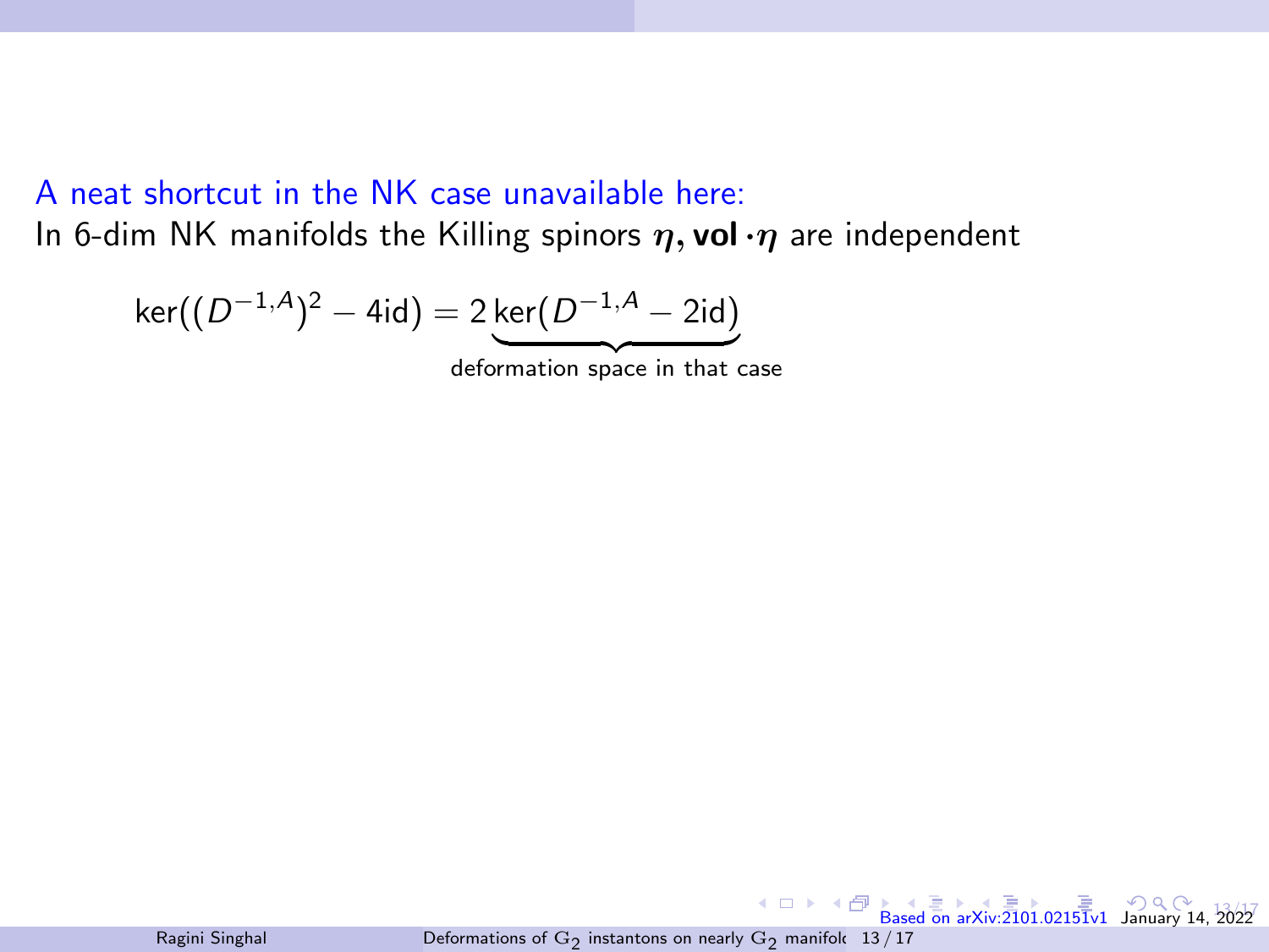A neat shortcut in the NK case unavailable here:

In 6-dim NK manifolds the Killing spinors $\boldsymbol{\eta}, \mathbf{vol} \cdot \boldsymbol{\eta}$ are independent

$$\ker((D^{-1,A})^2 - 4\mathrm{id}) = 2 \underbrace{\ker(D^{-1,A} - 2\mathrm{id})}_{\text{deformation space in that case}}$$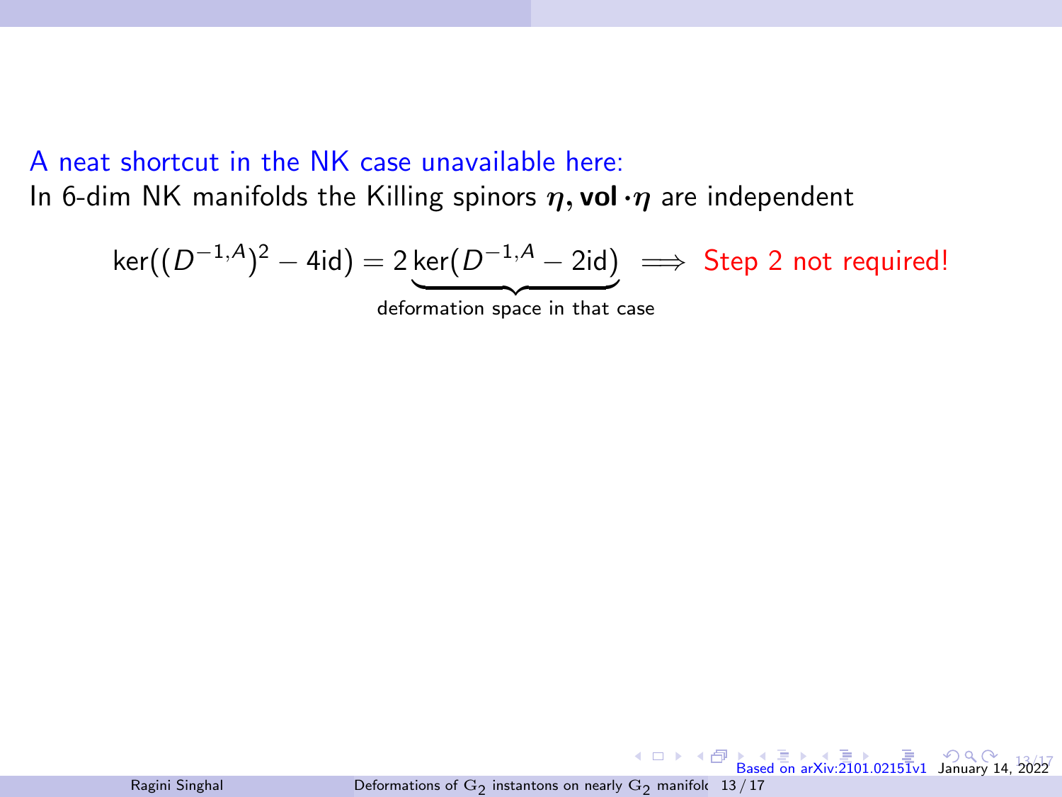A neat shortcut in the NK case unavailable here:

In 6-dim NK manifolds the Killing spinors $\boldsymbol{\eta}, \mathbf{vol} \cdot \boldsymbol{\eta}$ are independent

$$\ker((D^{-1,A})^2 - 4\mathrm{id}) = 2\underbrace{\ker(D^{-1,A} - 2\mathrm{id})}_{\text{deformation space in that case}} \implies \text{Step 2 not required!}$$

Based on arXiv:2101.02151v1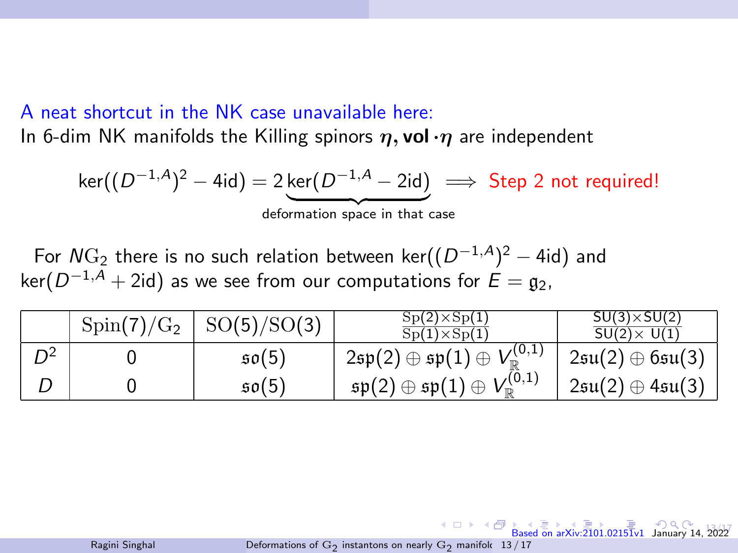A neat shortcut in the NK case unavailable here:

In 6-dim NK manifolds the Killing spinors $\boldsymbol{\eta}, \mathbf{vol}\cdot\boldsymbol{\eta}$ are independent

$$\ker((D^{-1,A})^2 - 4\mathrm{id}) = 2\underbrace{\ker(D^{-1,A} - 2\mathrm{id})}_{\text{deformation space in that case}} \implies \text{Step 2 not required!}$$

For $N\mathrm{G}_2$ there is no such relation between $\ker((D^{-1,A})^2 - 4\mathrm{id})$ and $\ker(D^{-1,A} + 2\mathrm{id})$ as we see from our computations for $E = \mathfrak{g}_2$,

| | $\mathrm{Spin}(7)/\mathrm{G}_2$ | $\mathrm{SO}(5)/\mathrm{SO}(3)$ | $\frac{\mathrm{Sp}(2)\times\mathrm{Sp}(1)}{\mathrm{Sp}(1)\times\mathrm{Sp}(1)}$ | $\frac{\mathrm{SU}(3)\times\mathrm{SU}(2)}{\mathrm{SU}(2)\times\mathrm{U}(1)}$ |
|---|---|---|---|---|
| $D^2$ | 0 | $\mathfrak{so}(5)$ | $2\mathfrak{sp}(2)\oplus\mathfrak{sp}(1)\oplus V_{\mathbb{R}}^{(0,1)}$ | $2\mathfrak{su}(2)\oplus 6\mathfrak{su}(3)$ |
| $D$ | 0 | $\mathfrak{so}(5)$ | $\mathfrak{sp}(2)\oplus\mathfrak{sp}(1)\oplus V_{\mathbb{R}}^{(0,1)}$ | $2\mathfrak{su}(2)\oplus 4\mathfrak{su}(3)$ |

Based on arXiv:2101.02151v1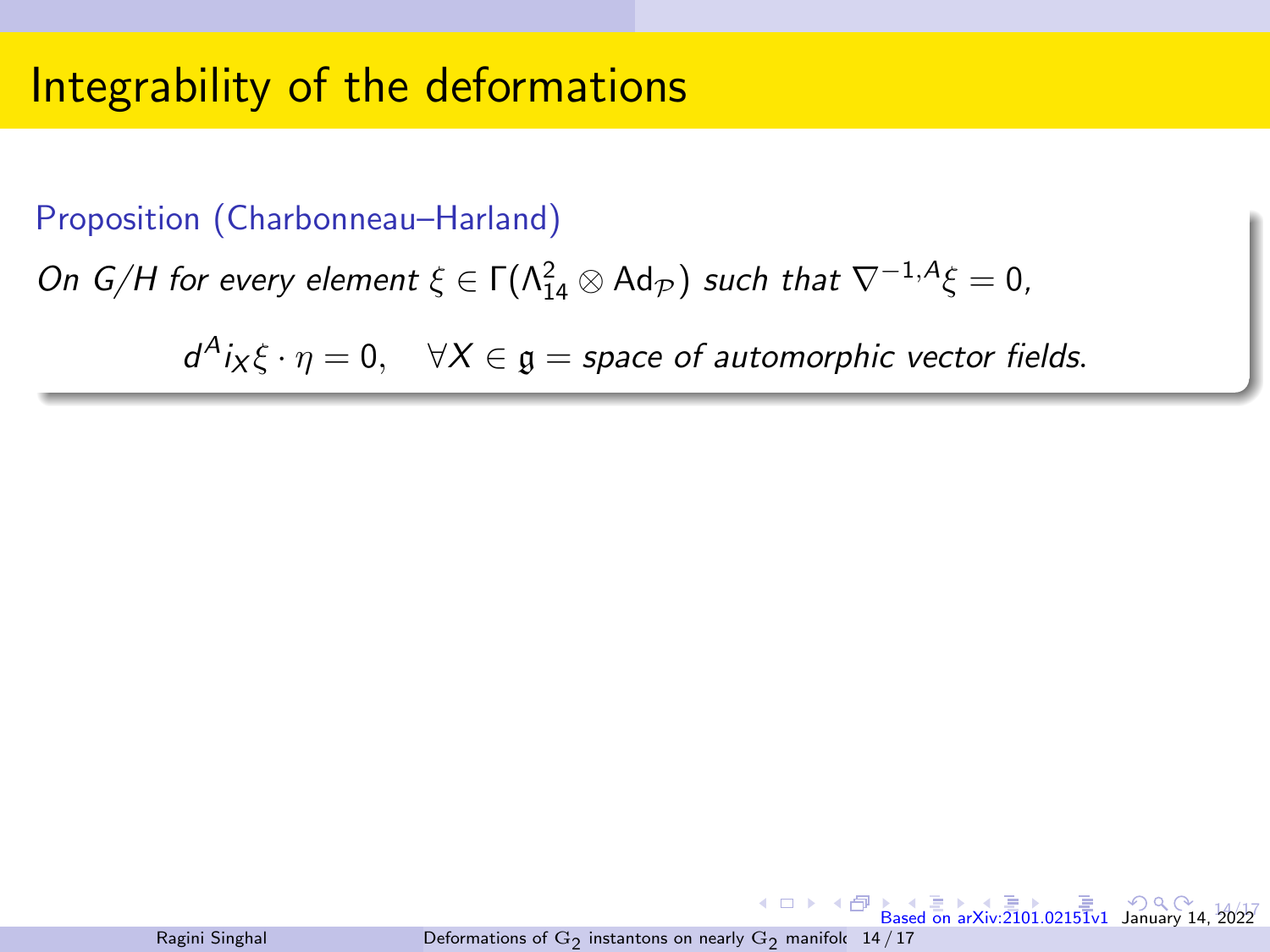# Integrability of the deformations

**Proposition (Charbonneau–Harland)**

*On $G/H$ for every element $\xi \in \Gamma(\Lambda^2_{14} \otimes \mathrm{Ad}_{\mathcal{P}})$ such that $\nabla^{-1,A}\xi = 0$,*

$$d^A i_X \xi \cdot \eta = 0, \quad \forall X \in \mathfrak{g} = \text{space of automorphic vector fields.}$$

Based on arXiv:2101.02151v1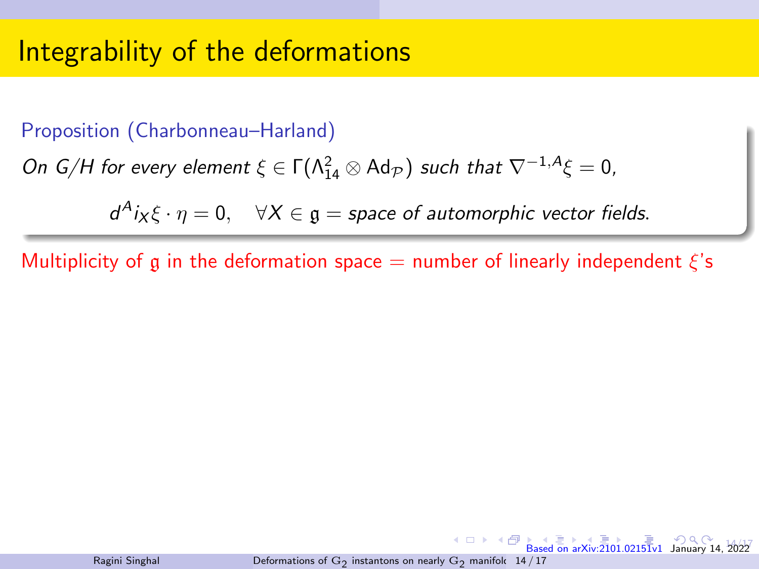# Integrability of the deformations

**Proposition (Charbonneau–Harland)**

*On $G/H$ for every element $\xi \in \Gamma(\Lambda^2_{14} \otimes \mathrm{Ad}_{\mathcal{P}})$ such that $\nabla^{-1,A}\xi = 0$,*

$$d^A i_X \xi \cdot \eta = 0, \quad \forall X \in \mathfrak{g} = \text{space of automorphic vector fields.}$$

Multiplicity of $\mathfrak{g}$ in the deformation space = number of linearly independent $\xi$'s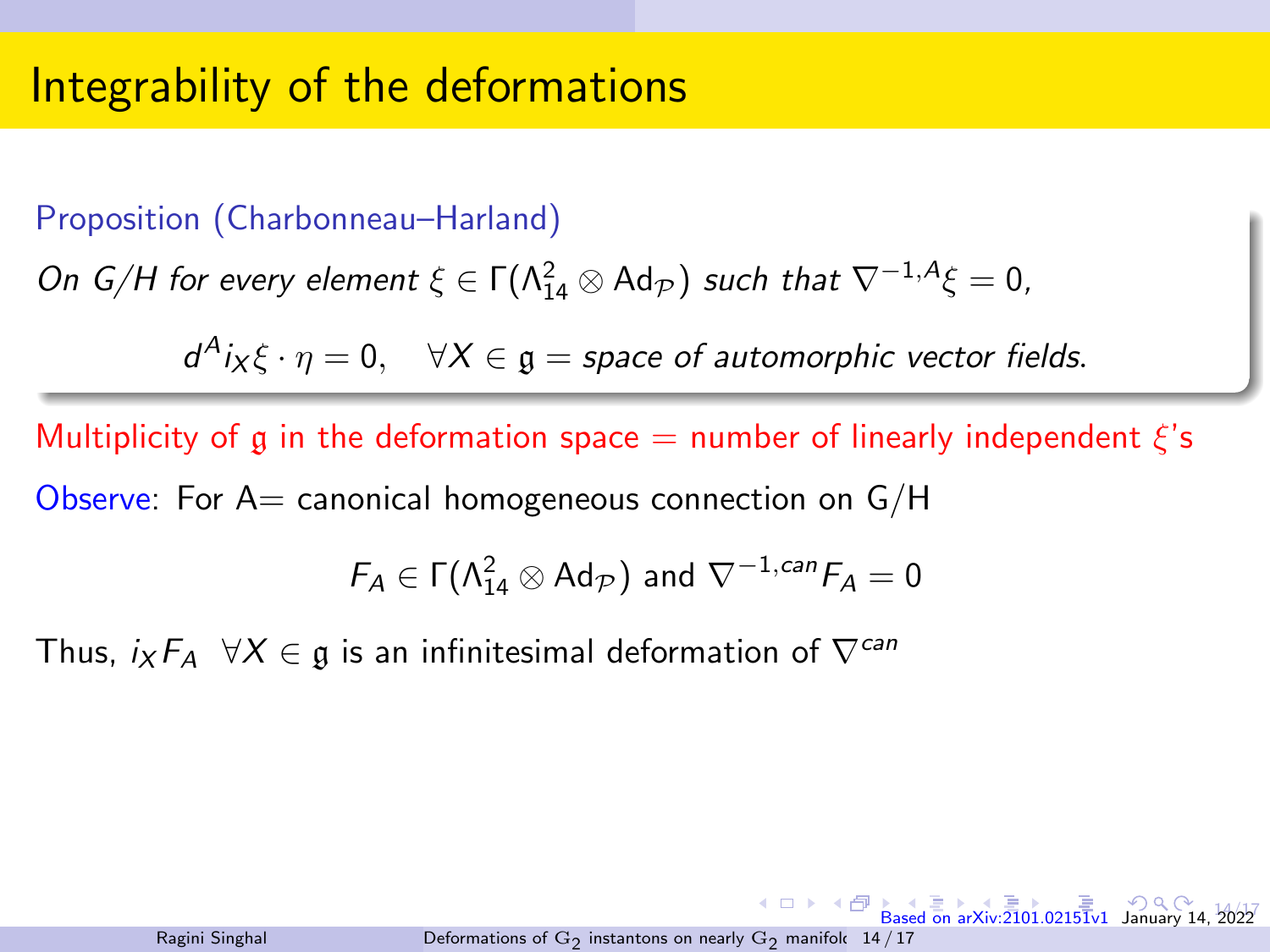# Integrability of the deformations

**Proposition (Charbonneau–Harland)**

*On $G/H$ for every element $\xi \in \Gamma(\Lambda^2_{14} \otimes \mathrm{Ad}_{\mathcal{P}})$ such that $\nabla^{-1,A}\xi = 0$,*

$$d^A i_X \xi \cdot \eta = 0, \quad \forall X \in \mathfrak{g} = \text{space of automorphic vector fields.}$$

Multiplicity of $\mathfrak{g}$ in the deformation space = number of linearly independent $\xi$'s

Observe: For A= canonical homogeneous connection on G/H

$$F_A \in \Gamma(\Lambda^2_{14} \otimes \mathrm{Ad}_{\mathcal{P}}) \text{ and } \nabla^{-1,can} F_A = 0$$

Thus, $i_X F_A \;\; \forall X \in \mathfrak{g}$ is an infinitesimal deformation of $\nabla^{can}$

Based on arXiv:2101.02151v1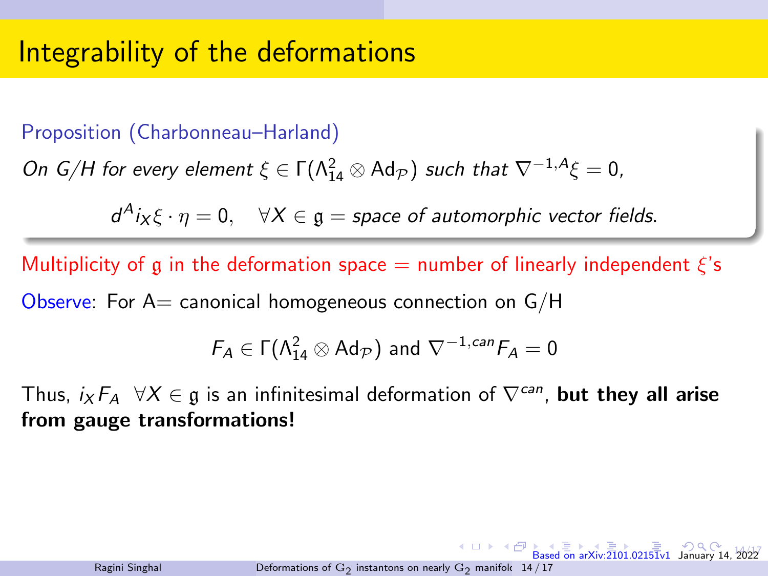# Integrability of the deformations

Proposition (Charbonneau–Harland)

*On $G/H$ for every element $\xi \in \Gamma(\Lambda^2_{14} \otimes \mathrm{Ad}_{\mathcal{P}})$ such that $\nabla^{-1,A}\xi = 0$,*

$$d^A i_X \xi \cdot \eta = 0, \quad \forall X \in \mathfrak{g} = \text{space of automorphic vector fields.}$$

Multiplicity of $\mathfrak{g}$ in the deformation space = number of linearly independent $\xi$'s

Observe: For A= canonical homogeneous connection on G/H

$$F_A \in \Gamma(\Lambda^2_{14} \otimes \mathrm{Ad}_{\mathcal{P}}) \text{ and } \nabla^{-1,can} F_A = 0$$

Thus, $i_X F_A \ \ \forall X \in \mathfrak{g}$ is an infinitesimal deformation of $\nabla^{can}$, **but they all arise from gauge transformations!**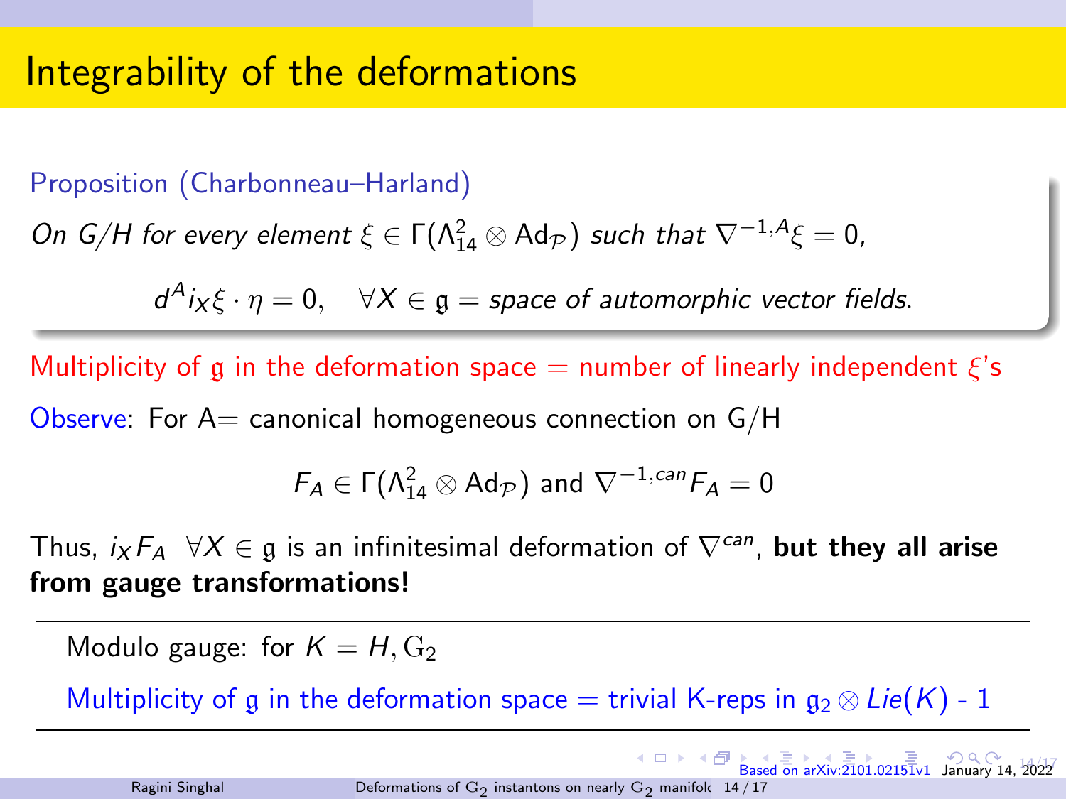# Integrability of the deformations

**Proposition (Charbonneau–Harland)**

*On $G/H$ for every element $\xi \in \Gamma(\Lambda^2_{14} \otimes \mathrm{Ad}_{\mathcal{P}})$ such that $\nabla^{-1,A}\xi = 0$,*

$$d^A i_X \xi \cdot \eta = 0, \quad \forall X \in \mathfrak{g} = \textit{space of automorphic vector fields.}$$

Multiplicity of $\mathfrak{g}$ in the deformation space = number of linearly independent $\xi$'s

Observe: For A= canonical homogeneous connection on G/H

$$F_A \in \Gamma(\Lambda^2_{14} \otimes \mathrm{Ad}_{\mathcal{P}}) \text{ and } \nabla^{-1,can} F_A = 0$$

Thus, $i_X F_A \ \ \forall X \in \mathfrak{g}$ is an infinitesimal deformation of $\nabla^{can}$, **but they all arise from gauge transformations!**

Modulo gauge: for $K = H, \mathrm{G}_2$

Multiplicity of $\mathfrak{g}$ in the deformation space = trivial K-reps in $\mathfrak{g}_2 \otimes Lie(K)$ - 1

Based on arXiv:2101.02151v1 January 14, 2022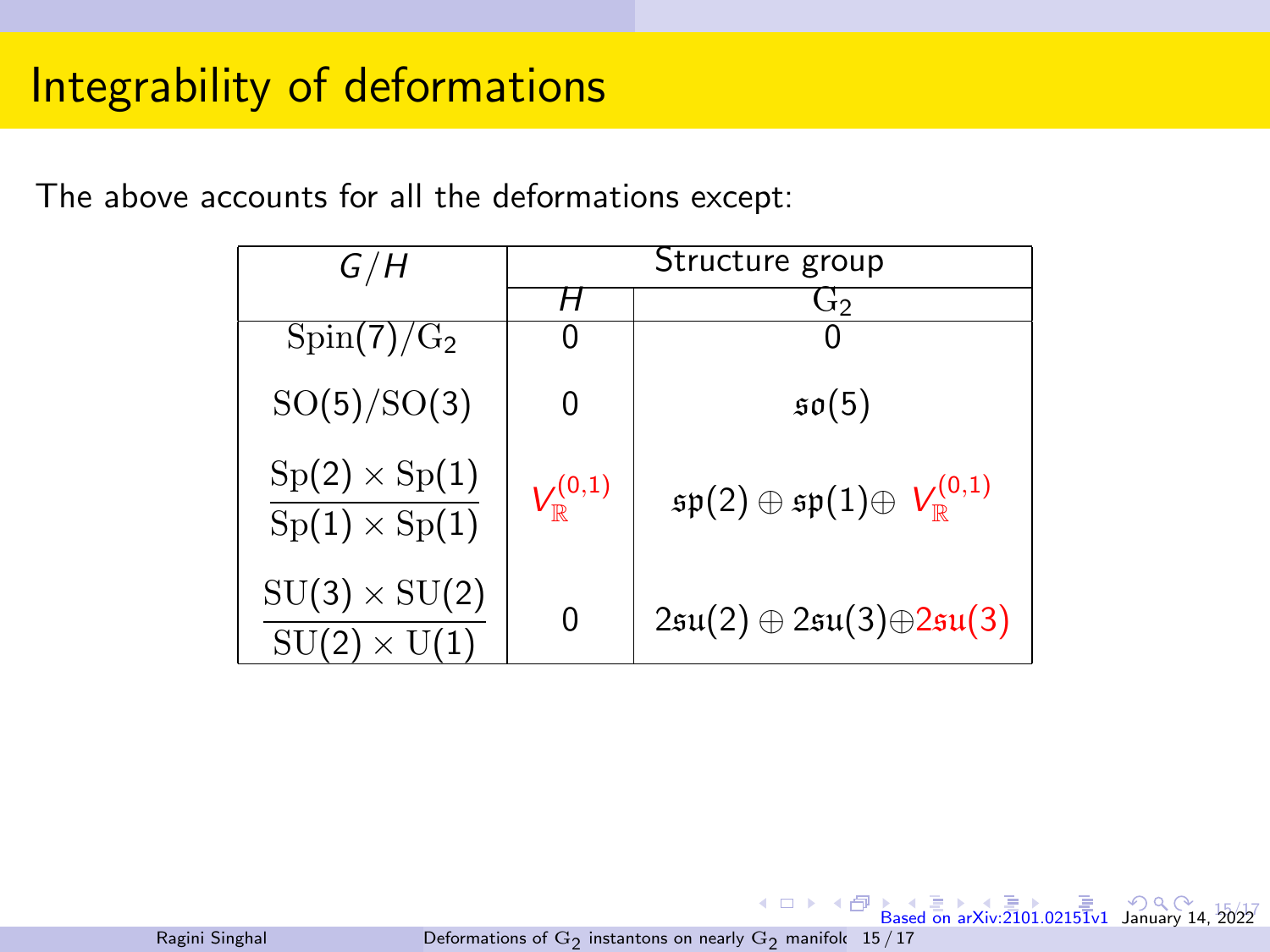# Integrability of deformations

The above accounts for all the deformations except:

| $G/H$ | Structure group | |
|---|---|---|
| | $H$ | $\mathrm{G}_2$ |
| $\mathrm{Spin}(7)/\mathrm{G}_2$ | 0 | 0 |
| $\mathrm{SO}(5)/\mathrm{SO}(3)$ | 0 | $\mathfrak{so}(5)$ |
| $\dfrac{\mathrm{Sp}(2)\times\mathrm{Sp}(1)}{\mathrm{Sp}(1)\times\mathrm{Sp}(1)}$ | $V_{\mathbb{R}}^{(0,1)}$ | $\mathfrak{sp}(2)\oplus\mathfrak{sp}(1)\oplus V_{\mathbb{R}}^{(0,1)}$ |
| $\dfrac{\mathrm{SU}(3)\times\mathrm{SU}(2)}{\mathrm{SU}(2)\times\mathrm{U}(1)}$ | 0 | $2\mathfrak{su}(2)\oplus 2\mathfrak{su}(3)\oplus 2\mathfrak{su}(3)$ |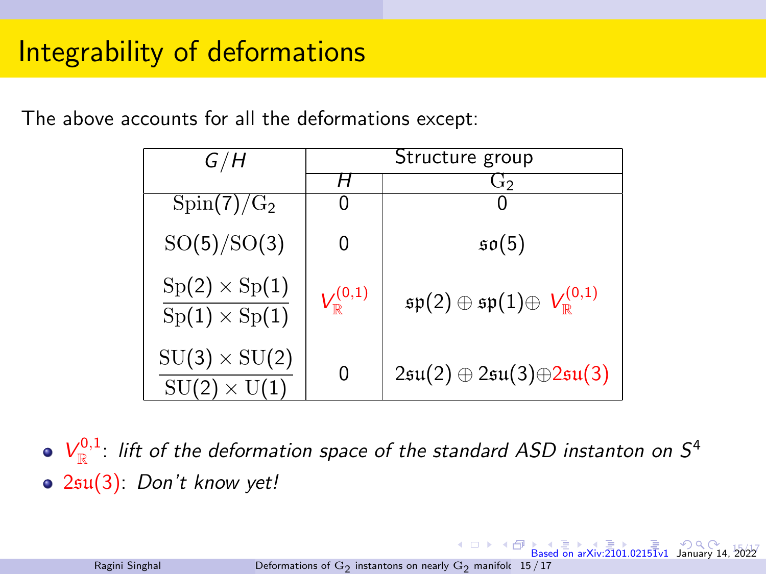# Integrability of deformations

The above accounts for all the deformations except:

| $G/H$ | Structure group | |
|---|---|---|
| | $H$ | $\mathrm{G}_2$ |
| $\mathrm{Spin}(7)/\mathrm{G}_2$ | 0 | 0 |
| $\mathrm{SO}(5)/\mathrm{SO}(3)$ | 0 | $\mathfrak{so}(5)$ |
| $\dfrac{\mathrm{Sp}(2)\times\mathrm{Sp}(1)}{\mathrm{Sp}(1)\times\mathrm{Sp}(1)}$ | $V_{\mathbb{R}}^{(0,1)}$ | $\mathfrak{sp}(2)\oplus\mathfrak{sp}(1)\oplus\ V_{\mathbb{R}}^{(0,1)}$ |
| $\dfrac{\mathrm{SU}(3)\times\mathrm{SU}(2)}{\mathrm{SU}(2)\times\mathrm{U}(1)}$ | 0 | $2\mathfrak{su}(2)\oplus 2\mathfrak{su}(3)\oplus 2\mathfrak{su}(3)$ |

- $V_{\mathbb{R}}^{0,1}$: *lift of the deformation space of the standard ASD instanton on* $S^4$
- $2\mathfrak{su}(3)$: *Don't know yet!*

Based on arXiv:2101.02151v1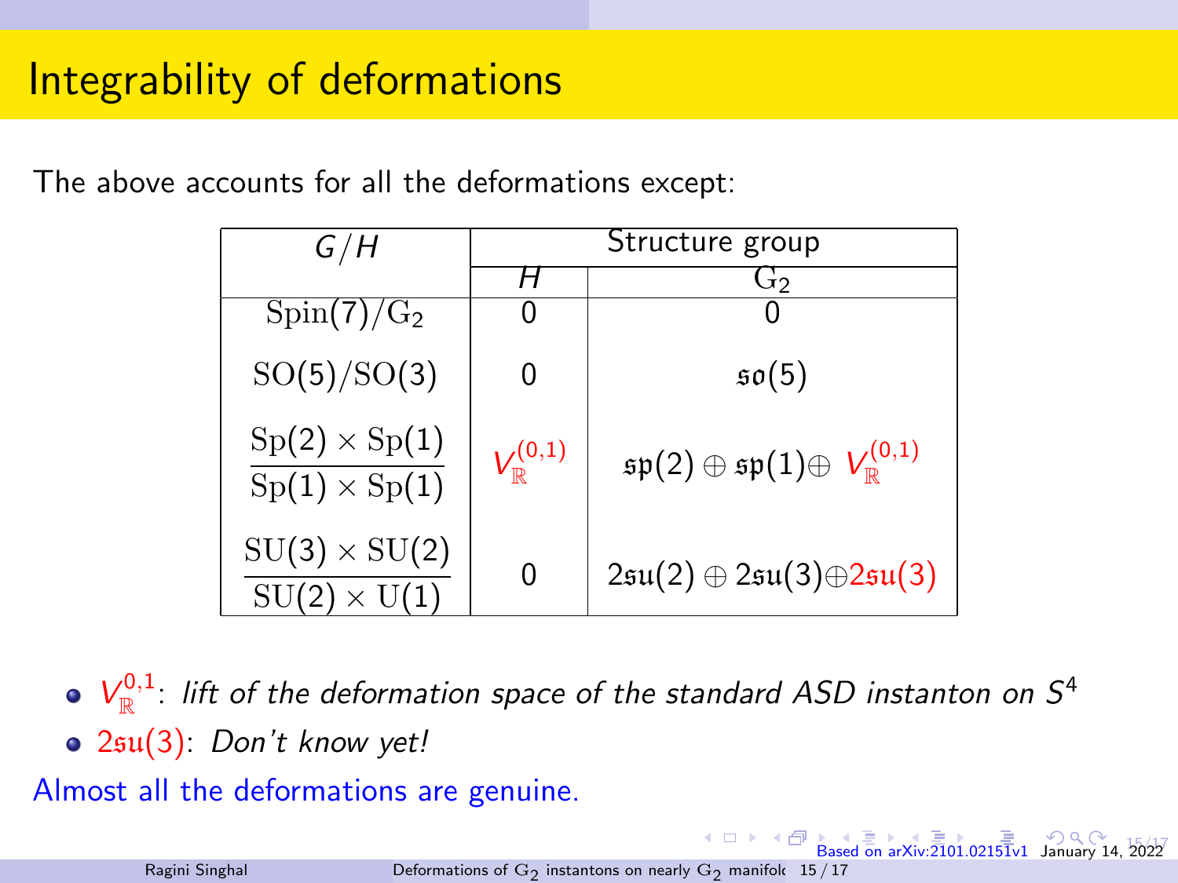# Integrability of deformations

The above accounts for all the deformations except:

| $G/H$ | Structure group | |
|---|---|---|
| | $H$ | $\mathrm{G}_2$ |
| $\mathrm{Spin}(7)/\mathrm{G}_2$ | 0 | 0 |
| $\mathrm{SO}(5)/\mathrm{SO}(3)$ | 0 | $\mathfrak{so}(5)$ |
| $\dfrac{\mathrm{Sp}(2)\times\mathrm{Sp}(1)}{\mathrm{Sp}(1)\times\mathrm{Sp}(1)}$ | $V_{\mathbb{R}}^{(0,1)}$ | $\mathfrak{sp}(2)\oplus\mathfrak{sp}(1)\oplus\ V_{\mathbb{R}}^{(0,1)}$ |
| $\dfrac{\mathrm{SU}(3)\times\mathrm{SU}(2)}{\mathrm{SU}(2)\times\mathrm{U}(1)}$ | 0 | $2\mathfrak{su}(2)\oplus 2\mathfrak{su}(3)\oplus 2\mathfrak{su}(3)$ |

- $V_{\mathbb{R}}^{0,1}$: *lift of the deformation space of the standard ASD instanton on $S^4$*
- $2\mathfrak{su}(3)$: *Don't know yet!*

Almost all the deformations are genuine.

Based on arXiv:2101.02151v1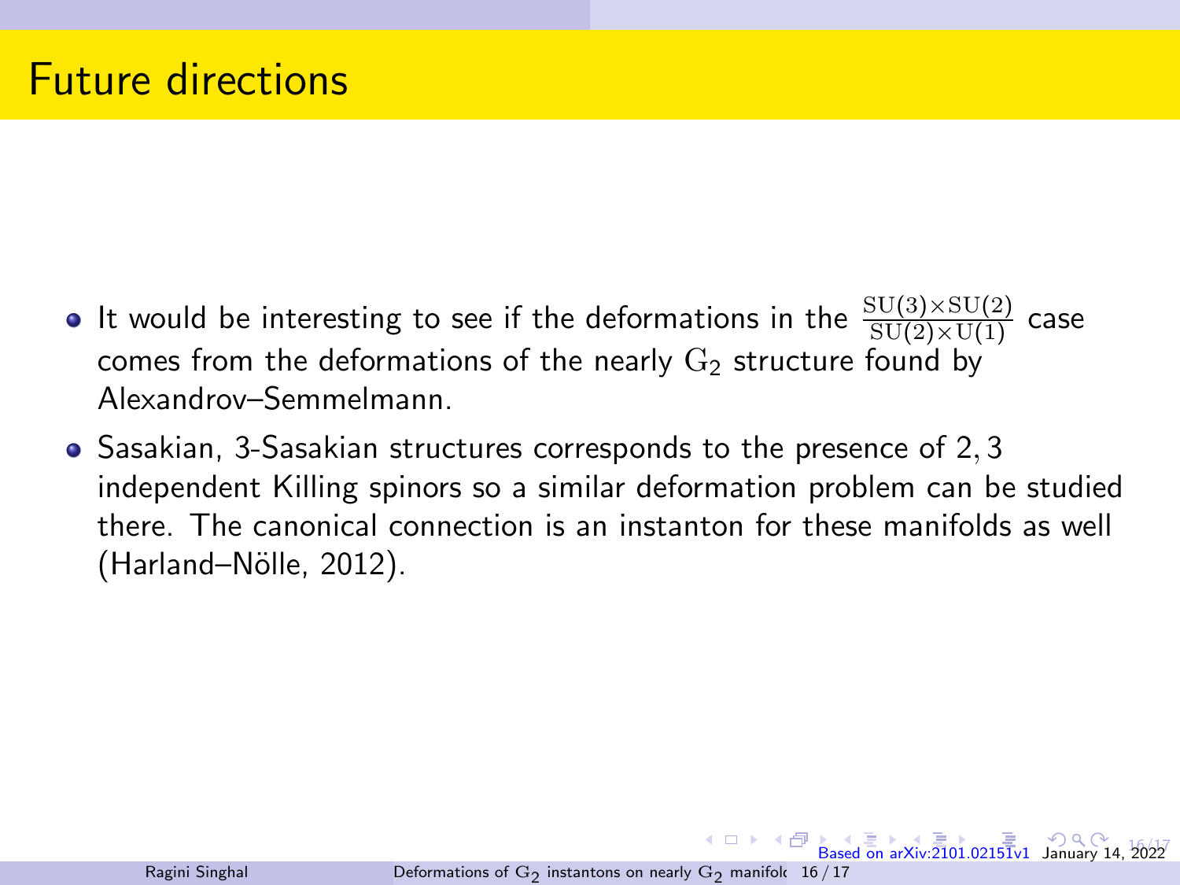# Future directions

- It would be interesting to see if the deformations in the $\frac{\mathrm{SU}(3)\times\mathrm{SU}(2)}{\mathrm{SU}(2)\times\mathrm{U}(1)}$ case comes from the deformations of the nearly $\mathrm{G}_2$ structure found by Alexandrov–Semmelmann.
- Sasakian, 3-Sasakian structures corresponds to the presence of $2, 3$ independent Killing spinors so a similar deformation problem can be studied there. The canonical connection is an instanton for these manifolds as well (Harland–Nölle, 2012).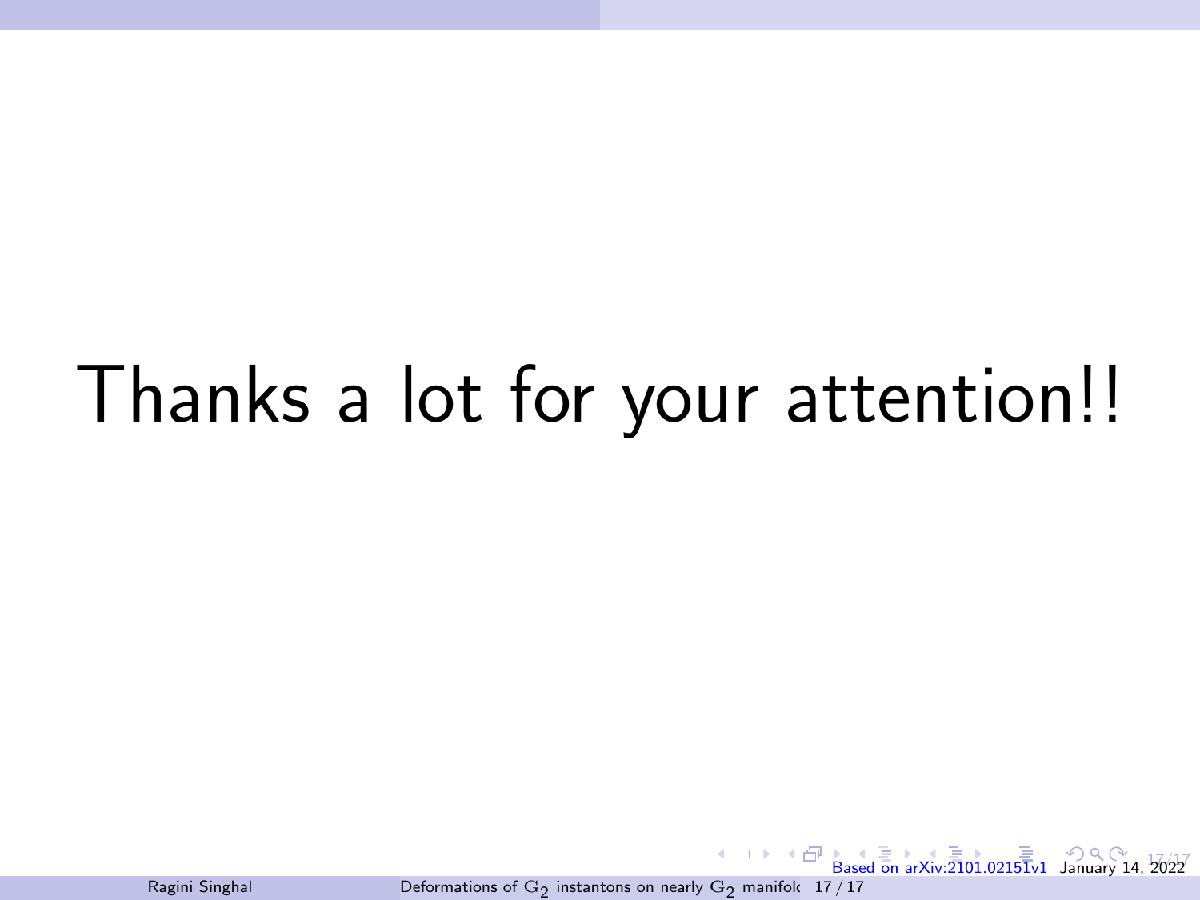# Thanks a lot for your attention!!